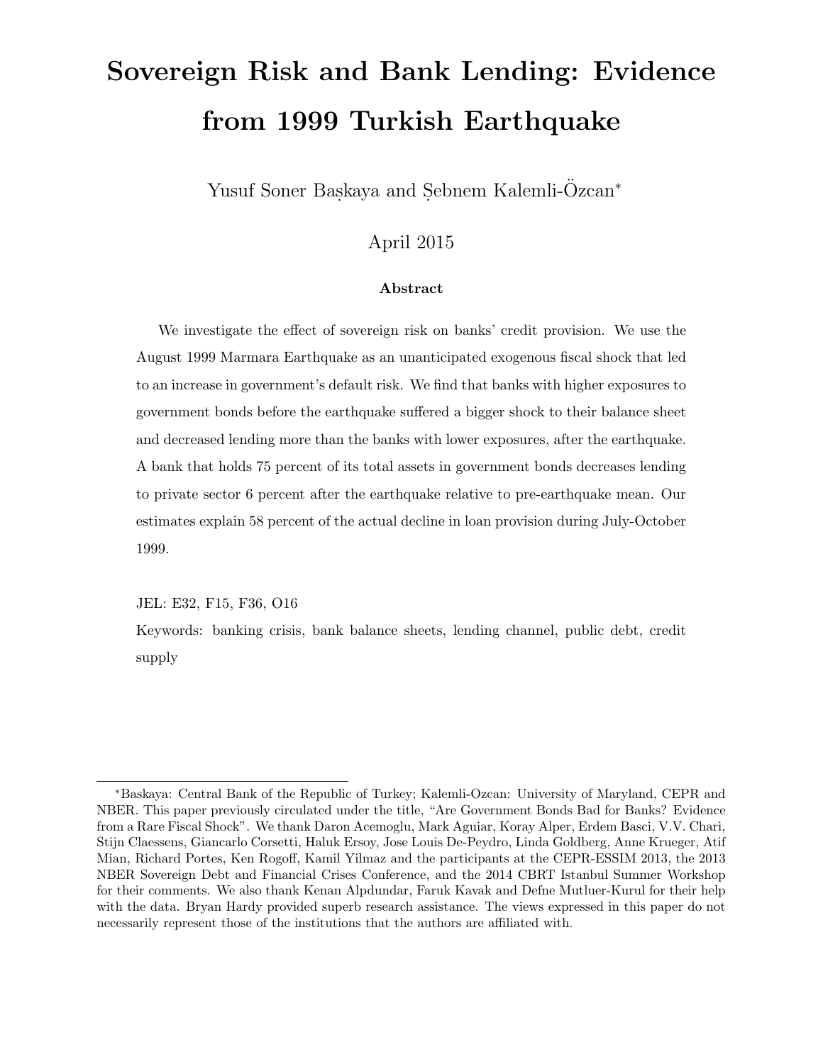# Sovereign Risk and Bank Lending: Evidence from 1999 Turkish Earthquake

Yusuf Soner Başkaya and Şebnem Kalemli-Özcan*

April 2015

### Abstract

We investigate the effect of sovereign risk on banks' credit provision. We use the August 1999 Marmara Earthquake as an unanticipated exogenous fiscal shock that led to an increase in government's default risk. We find that banks with higher exposures to government bonds before the earthquake suffered a bigger shock to their balance sheet and decreased lending more than the banks with lower exposures, after the earthquake. A bank that holds 75 percent of its total assets in government bonds decreases lending to private sector 6 percent after the earthquake relative to pre-earthquake mean. Our estimates explain 58 percent of the actual decline in loan provision during July-October 1999.

JEL: E32, F15, F36, O16

Keywords: banking crisis, bank balance sheets, lending channel, public debt, credit supply

---

*Baskaya: Central Bank of the Republic of Turkey; Kalemli-Ozcan: University of Maryland, CEPR and NBER. This paper previously circulated under the title, "Are Government Bonds Bad for Banks? Evidence from a Rare Fiscal Shock". We thank Daron Acemoglu, Mark Aguiar, Koray Alper, Erdem Basci, V.V. Chari, Stijn Claessens, Giancarlo Corsetti, Haluk Ersoy, Jose Louis De-Peydro, Linda Goldberg, Anne Krueger, Atif Mian, Richard Portes, Ken Rogoff, Kamil Yilmaz and the participants at the CEPR-ESSIM 2013, the 2013 NBER Sovereign Debt and Financial Crises Conference, and the 2014 CBRT Istanbul Summer Workshop for their comments. We also thank Kenan Alpdundar, Faruk Kavak and Defne Mutluer-Kurul for their help with the data. Bryan Hardy provided superb research assistance. The views expressed in this paper do not necessarily represent those of the institutions that the authors are affiliated with.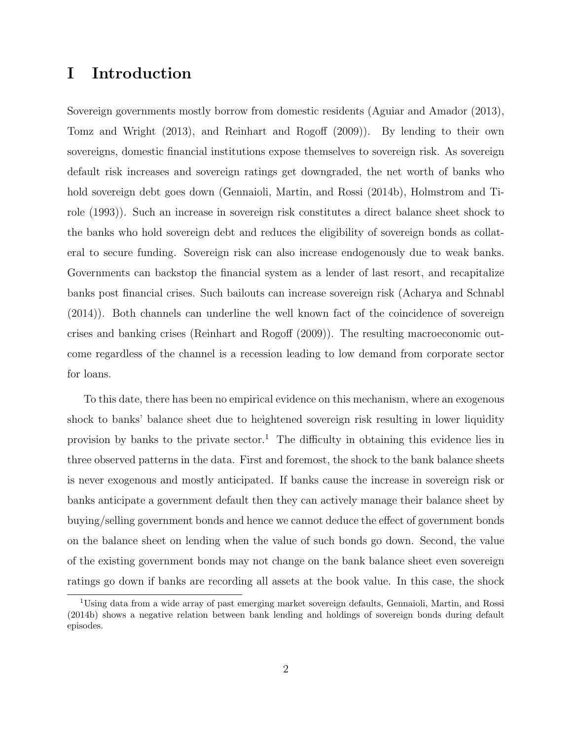# I Introduction

Sovereign governments mostly borrow from domestic residents (Aguiar and Amador (2013), Tomz and Wright (2013), and Reinhart and Rogoff (2009)). By lending to their own sovereigns, domestic financial institutions expose themselves to sovereign risk. As sovereign default risk increases and sovereign ratings get downgraded, the net worth of banks who hold sovereign debt goes down (Gennaioli, Martin, and Rossi (2014b), Holmstrom and Tirole (1993)). Such an increase in sovereign risk constitutes a direct balance sheet shock to the banks who hold sovereign debt and reduces the eligibility of sovereign bonds as collateral to secure funding. Sovereign risk can also increase endogenously due to weak banks. Governments can backstop the financial system as a lender of last resort, and recapitalize banks post financial crises. Such bailouts can increase sovereign risk (Acharya and Schnabl (2014)). Both channels can underline the well known fact of the coincidence of sovereign crises and banking crises (Reinhart and Rogoff (2009)). The resulting macroeconomic outcome regardless of the channel is a recession leading to low demand from corporate sector for loans.

To this date, there has been no empirical evidence on this mechanism, where an exogenous shock to banks' balance sheet due to heightened sovereign risk resulting in lower liquidity provision by banks to the private sector.[1] The difficulty in obtaining this evidence lies in three observed patterns in the data. First and foremost, the shock to the bank balance sheets is never exogenous and mostly anticipated. If banks cause the increase in sovereign risk or banks anticipate a government default then they can actively manage their balance sheet by buying/selling government bonds and hence we cannot deduce the effect of government bonds on the balance sheet on lending when the value of such bonds go down. Second, the value of the existing government bonds may not change on the bank balance sheet even sovereign ratings go down if banks are recording all assets at the book value. In this case, the shock

[1] Using data from a wide array of past emerging market sovereign defaults, Gennaioli, Martin, and Rossi (2014b) shows a negative relation between bank lending and holdings of sovereign bonds during default episodes.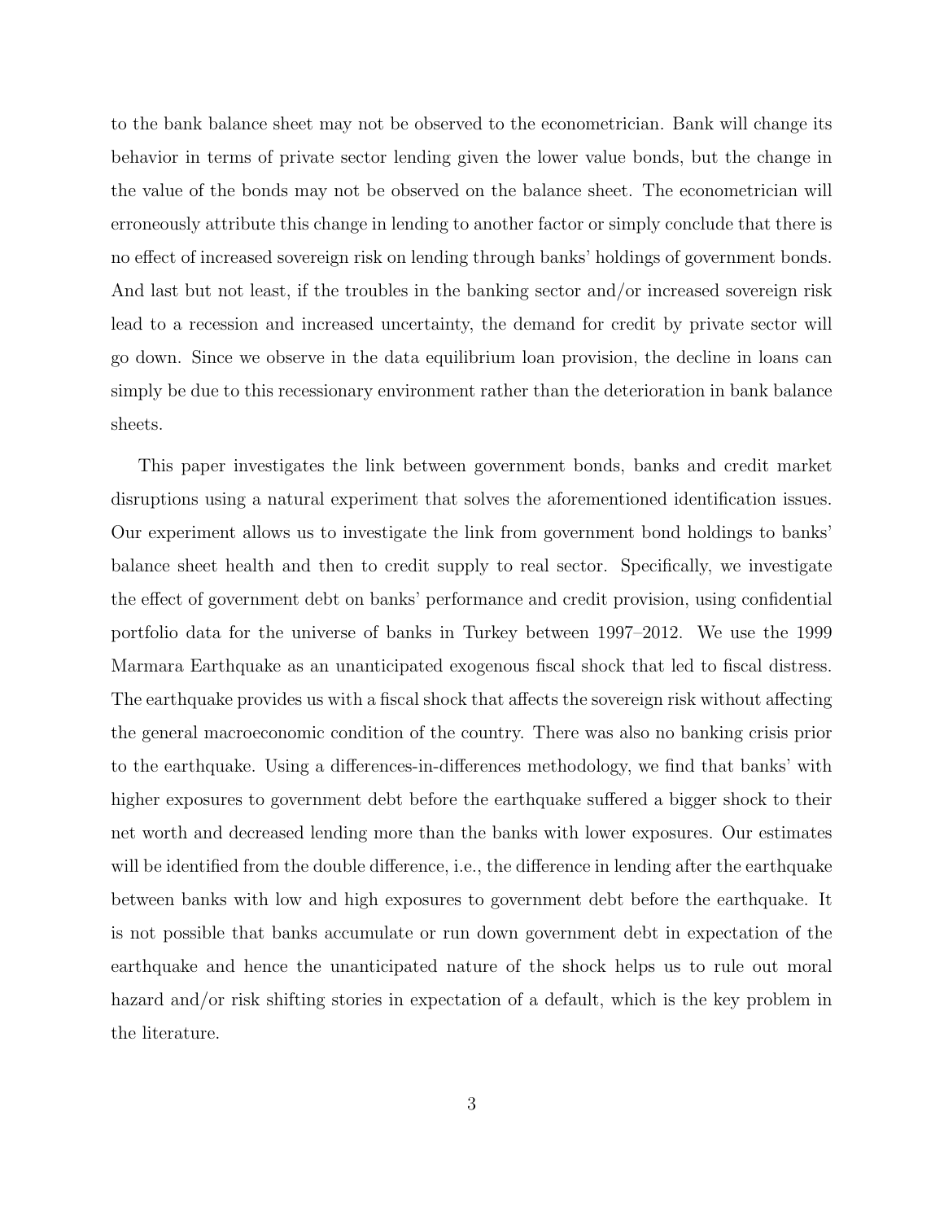to the bank balance sheet may not be observed to the econometrician. Bank will change its behavior in terms of private sector lending given the lower value bonds, but the change in the value of the bonds may not be observed on the balance sheet. The econometrician will erroneously attribute this change in lending to another factor or simply conclude that there is no effect of increased sovereign risk on lending through banks' holdings of government bonds. And last but not least, if the troubles in the banking sector and/or increased sovereign risk lead to a recession and increased uncertainty, the demand for credit by private sector will go down. Since we observe in the data equilibrium loan provision, the decline in loans can simply be due to this recessionary environment rather than the deterioration in bank balance sheets.

This paper investigates the link between government bonds, banks and credit market disruptions using a natural experiment that solves the aforementioned identification issues. Our experiment allows us to investigate the link from government bond holdings to banks' balance sheet health and then to credit supply to real sector. Specifically, we investigate the effect of government debt on banks' performance and credit provision, using confidential portfolio data for the universe of banks in Turkey between 1997–2012. We use the 1999 Marmara Earthquake as an unanticipated exogenous fiscal shock that led to fiscal distress. The earthquake provides us with a fiscal shock that affects the sovereign risk without affecting the general macroeconomic condition of the country. There was also no banking crisis prior to the earthquake. Using a differences-in-differences methodology, we find that banks' with higher exposures to government debt before the earthquake suffered a bigger shock to their net worth and decreased lending more than the banks with lower exposures. Our estimates will be identified from the double difference, i.e., the difference in lending after the earthquake between banks with low and high exposures to government debt before the earthquake. It is not possible that banks accumulate or run down government debt in expectation of the earthquake and hence the unanticipated nature of the shock helps us to rule out moral hazard and/or risk shifting stories in expectation of a default, which is the key problem in the literature.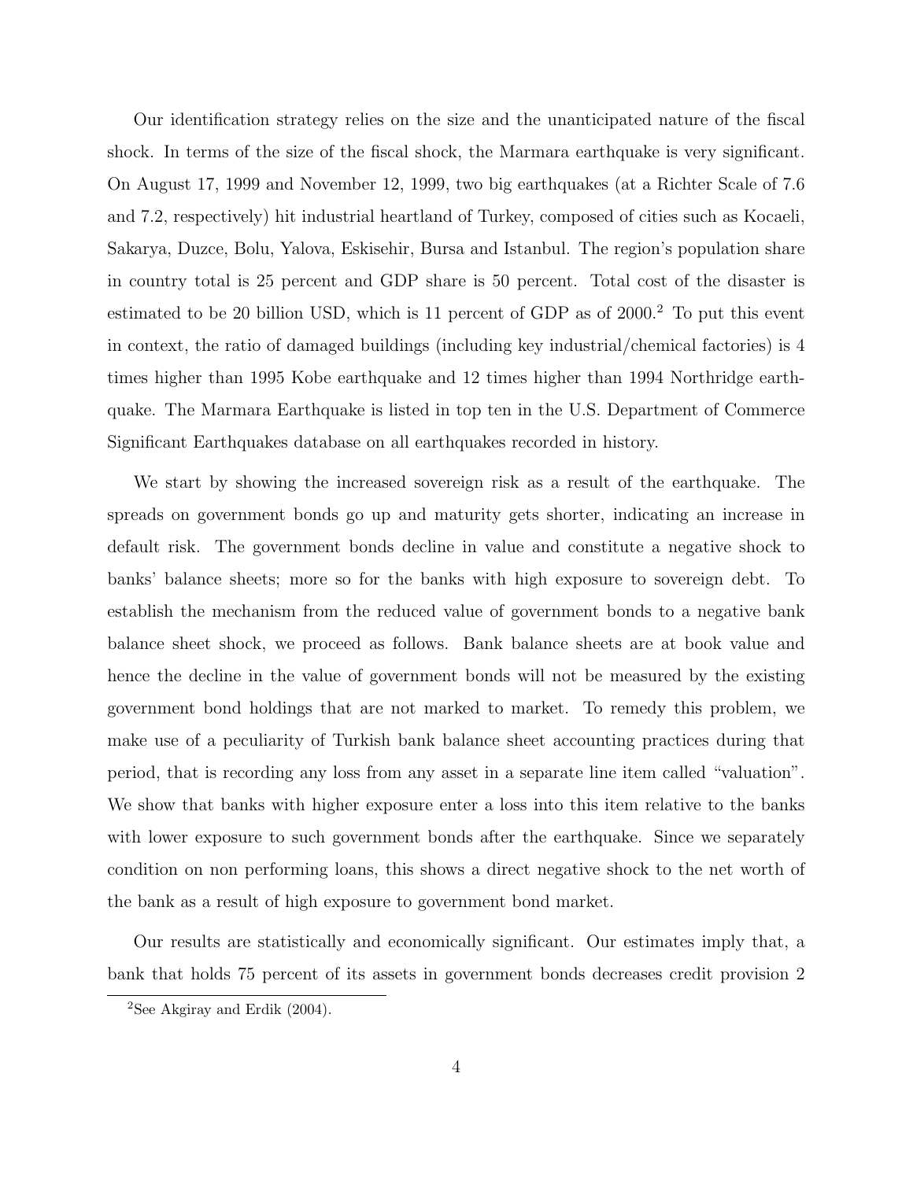Our identification strategy relies on the size and the unanticipated nature of the fiscal shock. In terms of the size of the fiscal shock, the Marmara earthquake is very significant. On August 17, 1999 and November 12, 1999, two big earthquakes (at a Richter Scale of 7.6 and 7.2, respectively) hit industrial heartland of Turkey, composed of cities such as Kocaeli, Sakarya, Duzce, Bolu, Yalova, Eskisehir, Bursa and Istanbul. The region's population share in country total is 25 percent and GDP share is 50 percent. Total cost of the disaster is estimated to be 20 billion USD, which is 11 percent of GDP as of 2000.[2] To put this event in context, the ratio of damaged buildings (including key industrial/chemical factories) is 4 times higher than 1995 Kobe earthquake and 12 times higher than 1994 Northridge earthquake. The Marmara Earthquake is listed in top ten in the U.S. Department of Commerce Significant Earthquakes database on all earthquakes recorded in history.

We start by showing the increased sovereign risk as a result of the earthquake. The spreads on government bonds go up and maturity gets shorter, indicating an increase in default risk. The government bonds decline in value and constitute a negative shock to banks' balance sheets; more so for the banks with high exposure to sovereign debt. To establish the mechanism from the reduced value of government bonds to a negative bank balance sheet shock, we proceed as follows. Bank balance sheets are at book value and hence the decline in the value of government bonds will not be measured by the existing government bond holdings that are not marked to market. To remedy this problem, we make use of a peculiarity of Turkish bank balance sheet accounting practices during that period, that is recording any loss from any asset in a separate line item called "valuation". We show that banks with higher exposure enter a loss into this item relative to the banks with lower exposure to such government bonds after the earthquake. Since we separately condition on non performing loans, this shows a direct negative shock to the net worth of the bank as a result of high exposure to government bond market.

Our results are statistically and economically significant. Our estimates imply that, a bank that holds 75 percent of its assets in government bonds decreases credit provision 2

[2]See Akgiray and Erdik (2004).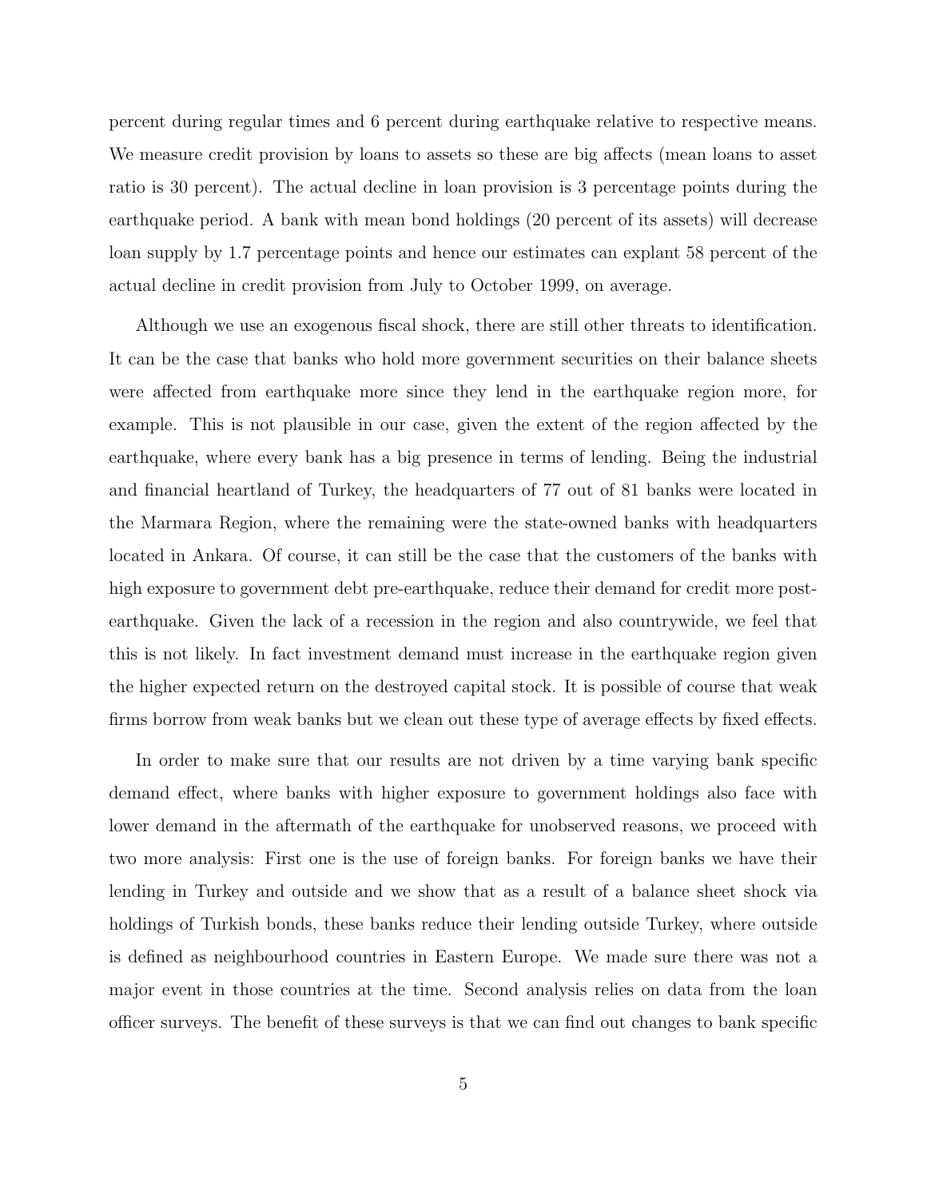percent during regular times and 6 percent during earthquake relative to respective means. We measure credit provision by loans to assets so these are big affects (mean loans to asset ratio is 30 percent). The actual decline in loan provision is 3 percentage points during the earthquake period. A bank with mean bond holdings (20 percent of its assets) will decrease loan supply by 1.7 percentage points and hence our estimates can explant 58 percent of the actual decline in credit provision from July to October 1999, on average.

Although we use an exogenous fiscal shock, there are still other threats to identification. It can be the case that banks who hold more government securities on their balance sheets were affected from earthquake more since they lend in the earthquake region more, for example. This is not plausible in our case, given the extent of the region affected by the earthquake, where every bank has a big presence in terms of lending. Being the industrial and financial heartland of Turkey, the headquarters of 77 out of 81 banks were located in the Marmara Region, where the remaining were the state-owned banks with headquarters located in Ankara. Of course, it can still be the case that the customers of the banks with high exposure to government debt pre-earthquake, reduce their demand for credit more post-earthquake. Given the lack of a recession in the region and also countrywide, we feel that this is not likely. In fact investment demand must increase in the earthquake region given the higher expected return on the destroyed capital stock. It is possible of course that weak firms borrow from weak banks but we clean out these type of average effects by fixed effects.

In order to make sure that our results are not driven by a time varying bank specific demand effect, where banks with higher exposure to government holdings also face with lower demand in the aftermath of the earthquake for unobserved reasons, we proceed with two more analysis: First one is the use of foreign banks. For foreign banks we have their lending in Turkey and outside and we show that as a result of a balance sheet shock via holdings of Turkish bonds, these banks reduce their lending outside Turkey, where outside is defined as neighbourhood countries in Eastern Europe. We made sure there was not a major event in those countries at the time. Second analysis relies on data from the loan officer surveys. The benefit of these surveys is that we can find out changes to bank specific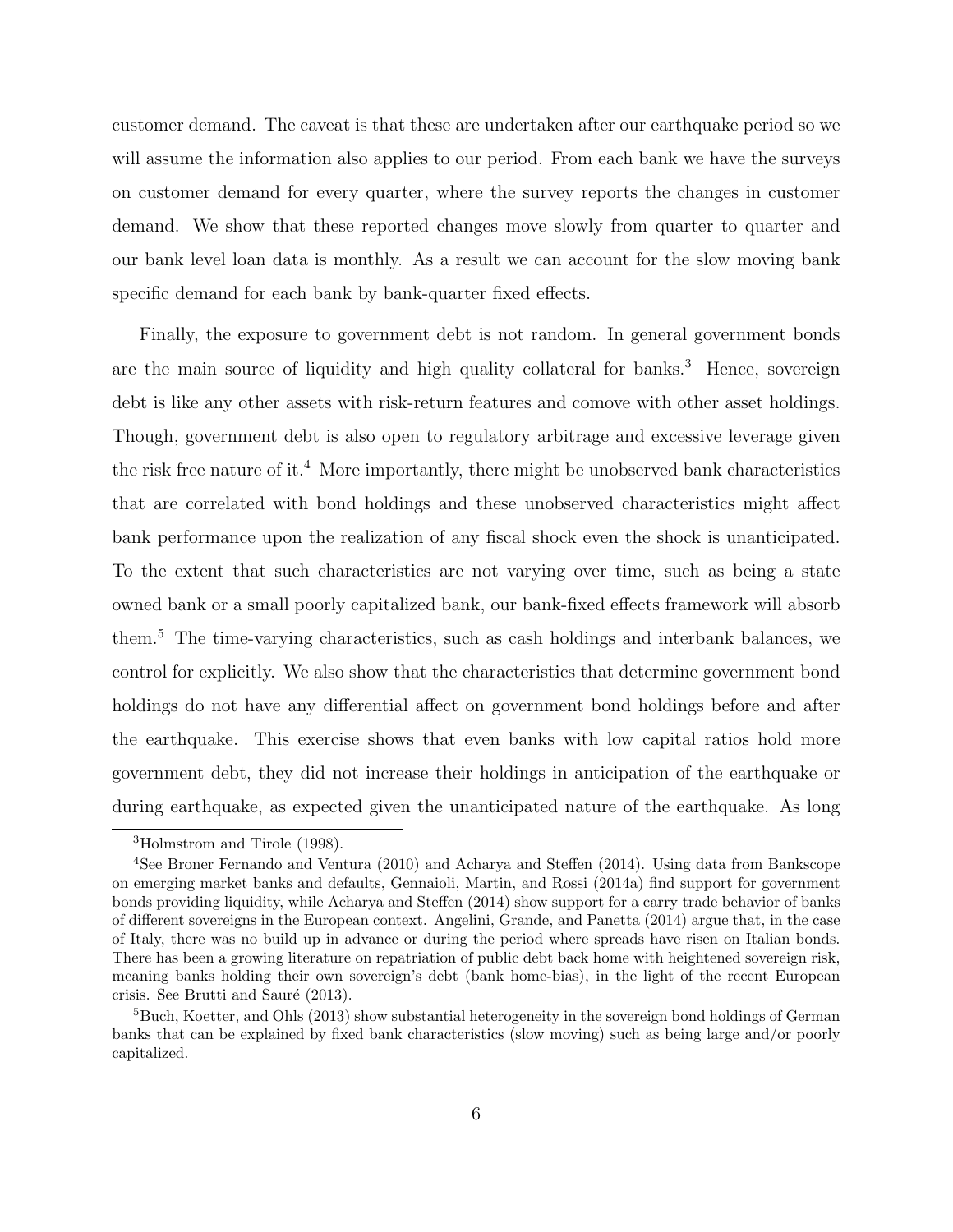customer demand. The caveat is that these are undertaken after our earthquake period so we will assume the information also applies to our period. From each bank we have the surveys on customer demand for every quarter, where the survey reports the changes in customer demand. We show that these reported changes move slowly from quarter to quarter and our bank level loan data is monthly. As a result we can account for the slow moving bank specific demand for each bank by bank-quarter fixed effects.

Finally, the exposure to government debt is not random. In general government bonds are the main source of liquidity and high quality collateral for banks.[3] Hence, sovereign debt is like any other assets with risk-return features and comove with other asset holdings. Though, government debt is also open to regulatory arbitrage and excessive leverage given the risk free nature of it.[4] More importantly, there might be unobserved bank characteristics that are correlated with bond holdings and these unobserved characteristics might affect bank performance upon the realization of any fiscal shock even the shock is unanticipated. To the extent that such characteristics are not varying over time, such as being a state owned bank or a small poorly capitalized bank, our bank-fixed effects framework will absorb them.[5] The time-varying characteristics, such as cash holdings and interbank balances, we control for explicitly. We also show that the characteristics that determine government bond holdings do not have any differential affect on government bond holdings before and after the earthquake. This exercise shows that even banks with low capital ratios hold more government debt, they did not increase their holdings in anticipation of the earthquake or during earthquake, as expected given the unanticipated nature of the earthquake. As long

[3] Holmstrom and Tirole (1998).

[4] See Broner Fernando and Ventura (2010) and Acharya and Steffen (2014). Using data from Bankscope on emerging market banks and defaults, Gennaioli, Martin, and Rossi (2014a) find support for government bonds providing liquidity, while Acharya and Steffen (2014) show support for a carry trade behavior of banks of different sovereigns in the European context. Angelini, Grande, and Panetta (2014) argue that, in the case of Italy, there was no build up in advance or during the period where spreads have risen on Italian bonds. There has been a growing literature on repatriation of public debt back home with heightened sovereign risk, meaning banks holding their own sovereign's debt (bank home-bias), in the light of the recent European crisis. See Brutti and Sauré (2013).

[5] Buch, Koetter, and Ohls (2013) show substantial heterogeneity in the sovereign bond holdings of German banks that can be explained by fixed bank characteristics (slow moving) such as being large and/or poorly capitalized.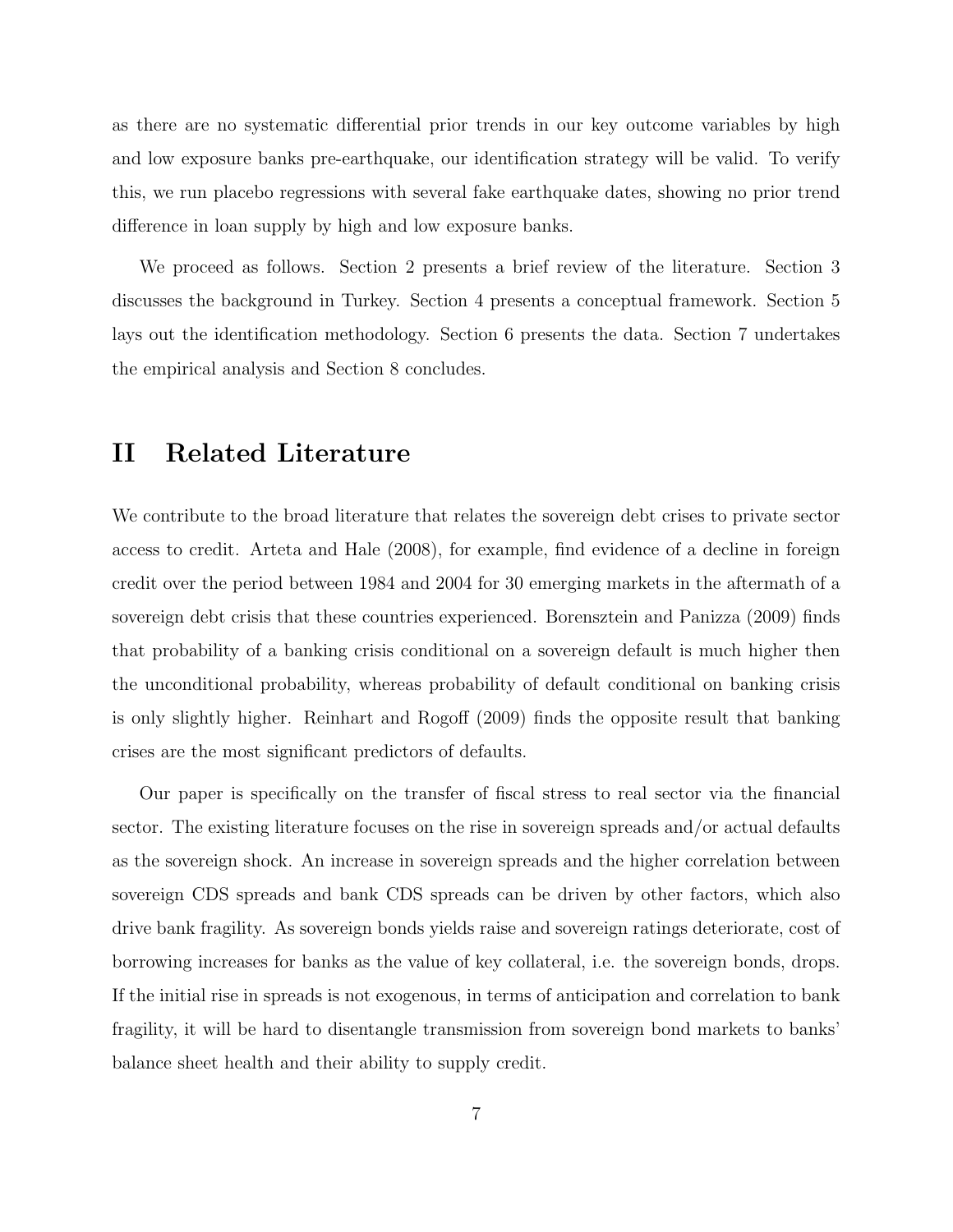as there are no systematic differential prior trends in our key outcome variables by high and low exposure banks pre-earthquake, our identification strategy will be valid. To verify this, we run placebo regressions with several fake earthquake dates, showing no prior trend difference in loan supply by high and low exposure banks.

We proceed as follows. Section 2 presents a brief review of the literature. Section 3 discusses the background in Turkey. Section 4 presents a conceptual framework. Section 5 lays out the identification methodology. Section 6 presents the data. Section 7 undertakes the empirical analysis and Section 8 concludes.

## II Related Literature

We contribute to the broad literature that relates the sovereign debt crises to private sector access to credit. Arteta and Hale (2008), for example, find evidence of a decline in foreign credit over the period between 1984 and 2004 for 30 emerging markets in the aftermath of a sovereign debt crisis that these countries experienced. Borensztein and Panizza (2009) finds that probability of a banking crisis conditional on a sovereign default is much higher then the unconditional probability, whereas probability of default conditional on banking crisis is only slightly higher. Reinhart and Rogoff (2009) finds the opposite result that banking crises are the most significant predictors of defaults.

Our paper is specifically on the transfer of fiscal stress to real sector via the financial sector. The existing literature focuses on the rise in sovereign spreads and/or actual defaults as the sovereign shock. An increase in sovereign spreads and the higher correlation between sovereign CDS spreads and bank CDS spreads can be driven by other factors, which also drive bank fragility. As sovereign bonds yields raise and sovereign ratings deteriorate, cost of borrowing increases for banks as the value of key collateral, i.e. the sovereign bonds, drops. If the initial rise in spreads is not exogenous, in terms of anticipation and correlation to bank fragility, it will be hard to disentangle transmission from sovereign bond markets to banks' balance sheet health and their ability to supply credit.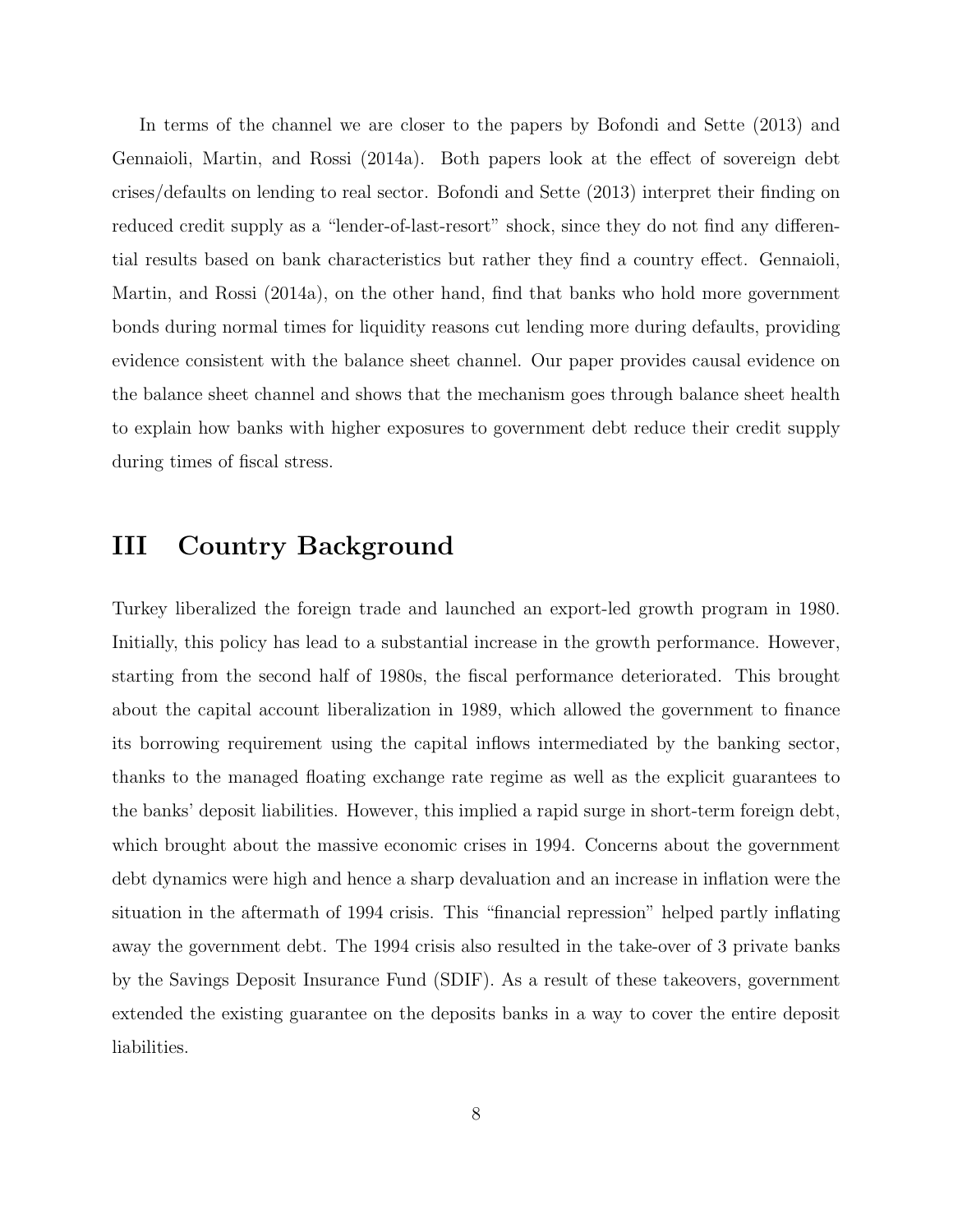In terms of the channel we are closer to the papers by Bofondi and Sette (2013) and Gennaioli, Martin, and Rossi (2014a). Both papers look at the effect of sovereign debt crises/defaults on lending to real sector. Bofondi and Sette (2013) interpret their finding on reduced credit supply as a "lender-of-last-resort" shock, since they do not find any differential results based on bank characteristics but rather they find a country effect. Gennaioli, Martin, and Rossi (2014a), on the other hand, find that banks who hold more government bonds during normal times for liquidity reasons cut lending more during defaults, providing evidence consistent with the balance sheet channel. Our paper provides causal evidence on the balance sheet channel and shows that the mechanism goes through balance sheet health to explain how banks with higher exposures to government debt reduce their credit supply during times of fiscal stress.

# III Country Background

Turkey liberalized the foreign trade and launched an export-led growth program in 1980. Initially, this policy has lead to a substantial increase in the growth performance. However, starting from the second half of 1980s, the fiscal performance deteriorated. This brought about the capital account liberalization in 1989, which allowed the government to finance its borrowing requirement using the capital inflows intermediated by the banking sector, thanks to the managed floating exchange rate regime as well as the explicit guarantees to the banks' deposit liabilities. However, this implied a rapid surge in short-term foreign debt, which brought about the massive economic crises in 1994. Concerns about the government debt dynamics were high and hence a sharp devaluation and an increase in inflation were the situation in the aftermath of 1994 crisis. This "financial repression" helped partly inflating away the government debt. The 1994 crisis also resulted in the take-over of 3 private banks by the Savings Deposit Insurance Fund (SDIF). As a result of these takeovers, government extended the existing guarantee on the deposits banks in a way to cover the entire deposit liabilities.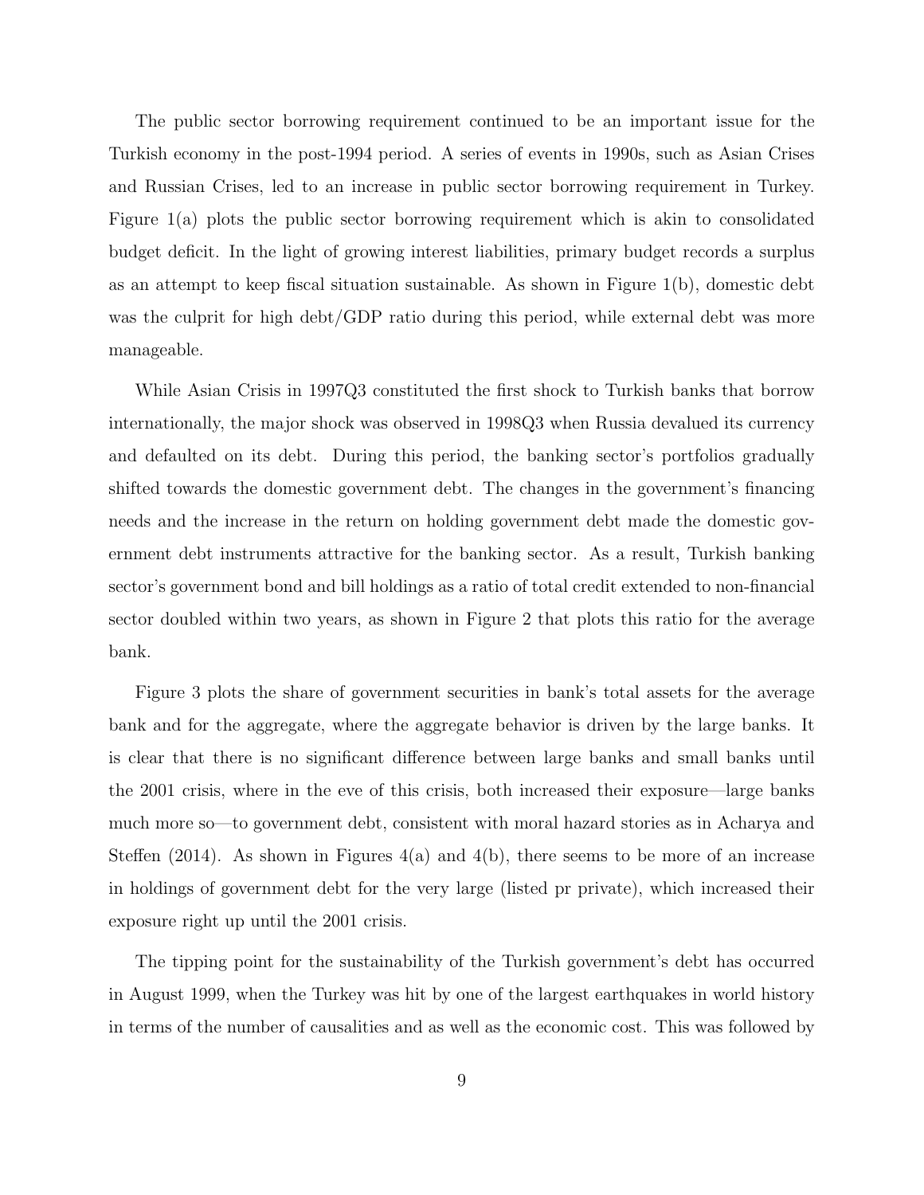The public sector borrowing requirement continued to be an important issue for the Turkish economy in the post-1994 period. A series of events in 1990s, such as Asian Crises and Russian Crises, led to an increase in public sector borrowing requirement in Turkey. Figure 1(a) plots the public sector borrowing requirement which is akin to consolidated budget deficit. In the light of growing interest liabilities, primary budget records a surplus as an attempt to keep fiscal situation sustainable. As shown in Figure 1(b), domestic debt was the culprit for high debt/GDP ratio during this period, while external debt was more manageable.

While Asian Crisis in 1997Q3 constituted the first shock to Turkish banks that borrow internationally, the major shock was observed in 1998Q3 when Russia devalued its currency and defaulted on its debt. During this period, the banking sector's portfolios gradually shifted towards the domestic government debt. The changes in the government's financing needs and the increase in the return on holding government debt made the domestic government debt instruments attractive for the banking sector. As a result, Turkish banking sector's government bond and bill holdings as a ratio of total credit extended to non-financial sector doubled within two years, as shown in Figure 2 that plots this ratio for the average bank.

Figure 3 plots the share of government securities in bank's total assets for the average bank and for the aggregate, where the aggregate behavior is driven by the large banks. It is clear that there is no significant difference between large banks and small banks until the 2001 crisis, where in the eve of this crisis, both increased their exposure—large banks much more so—to government debt, consistent with moral hazard stories as in Acharya and Steffen (2014). As shown in Figures 4(a) and 4(b), there seems to be more of an increase in holdings of government debt for the very large (listed pr private), which increased their exposure right up until the 2001 crisis.

The tipping point for the sustainability of the Turkish government's debt has occurred in August 1999, when the Turkey was hit by one of the largest earthquakes in world history in terms of the number of causalities and as well as the economic cost. This was followed by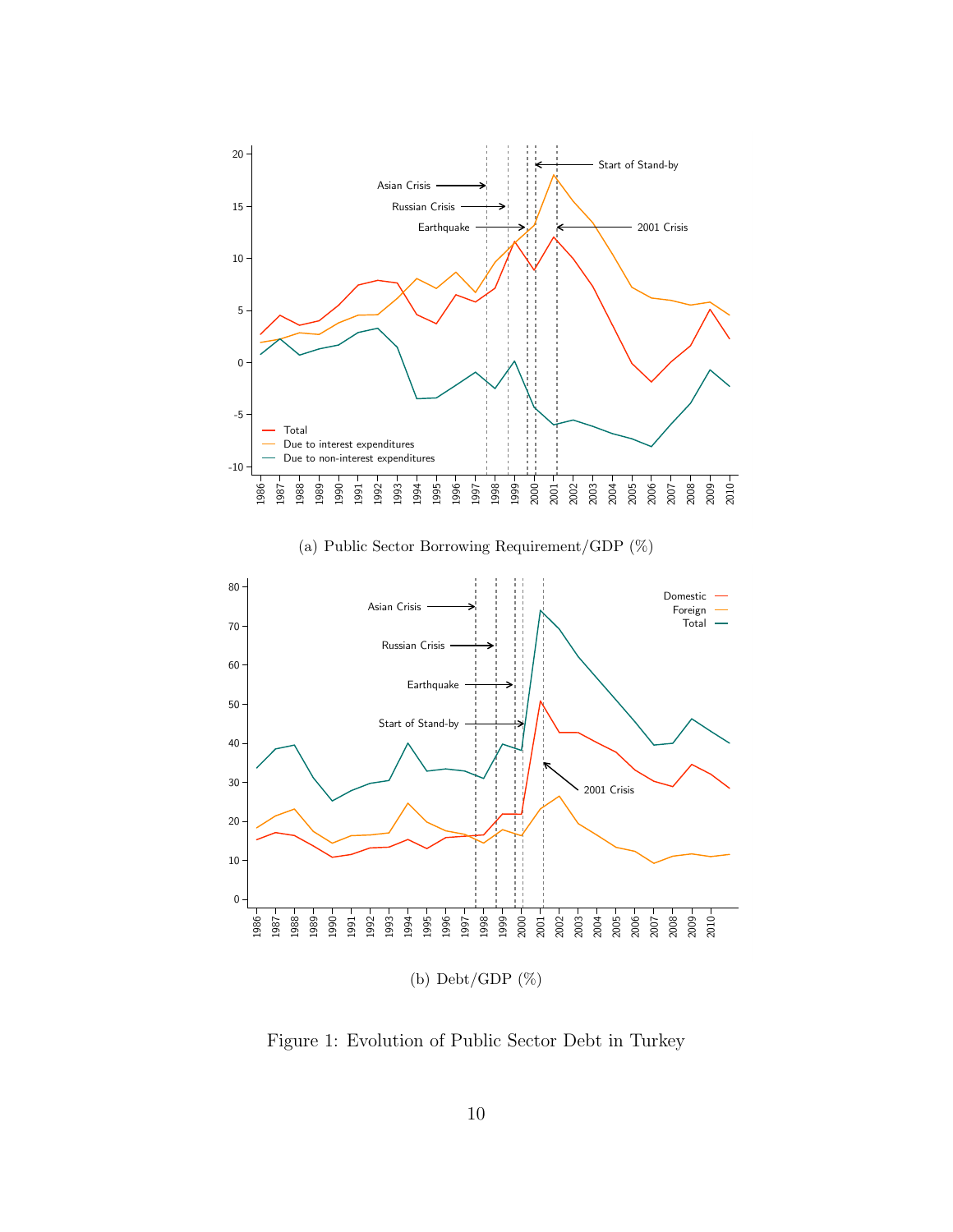(a) Public Sector Borrowing Requirement/GDP (%)

(b) Debt/GDP (%)

Figure 1: Evolution of Public Sector Debt in Turkey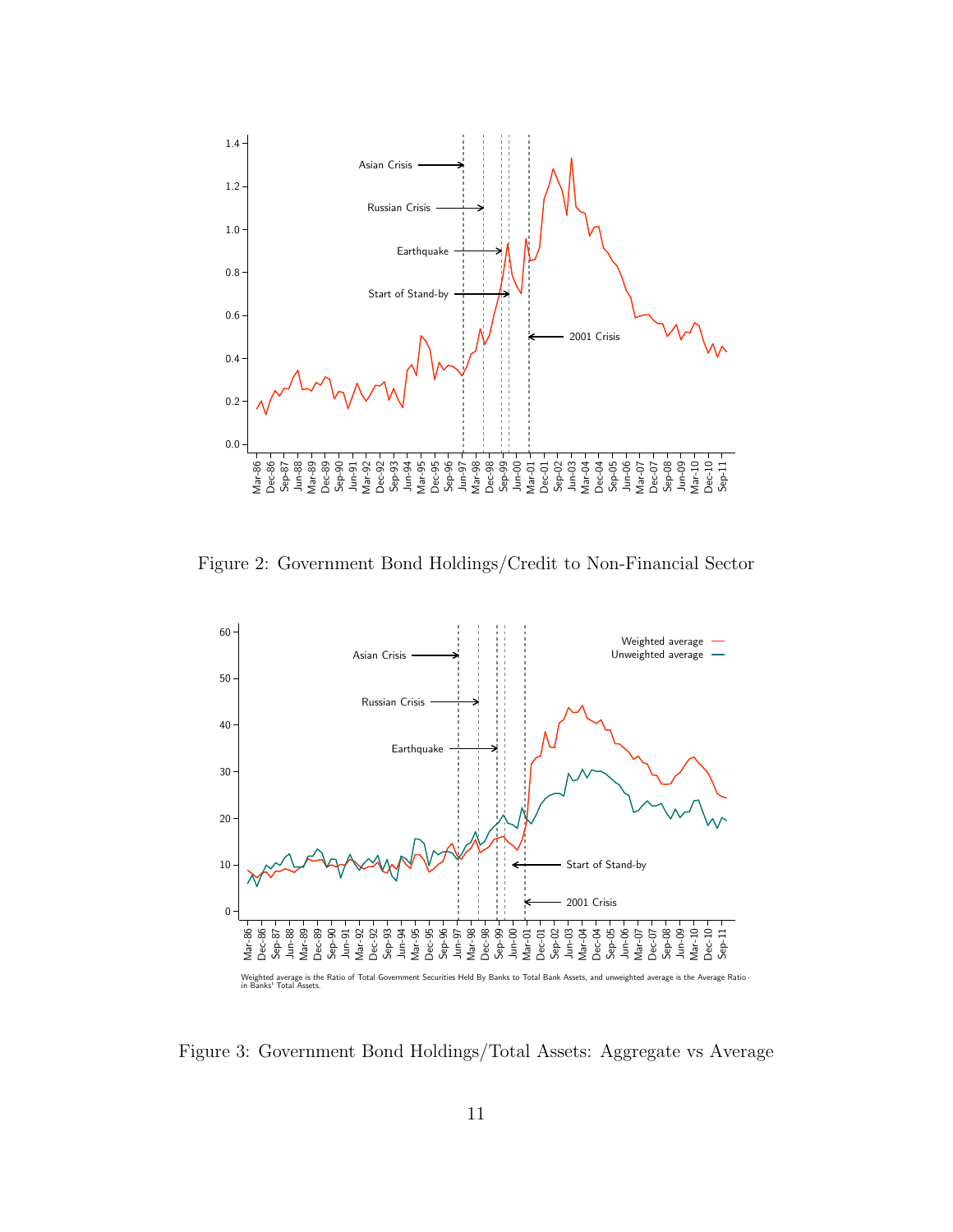Figure 2: Government Bond Holdings/Credit to Non-Financial Sector

Weighted average is the Ratio of Total Government Securities Held By Banks to Total Bank Assets, and unweighted average is the Average Ratio in Banks' Total Assets.

Figure 3: Government Bond Holdings/Total Assets: Aggregate vs Average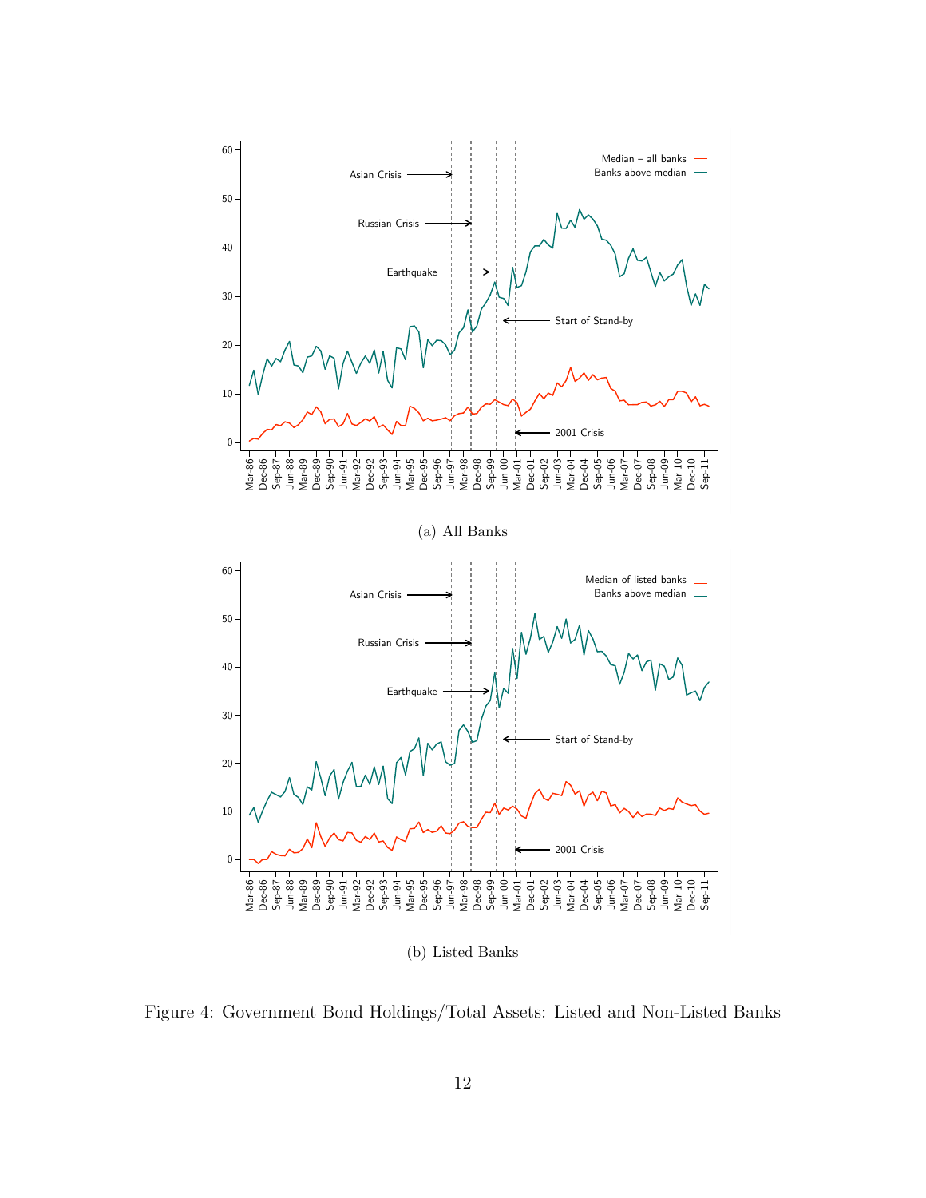(a) All Banks

(b) Listed Banks

Figure 4: Government Bond Holdings/Total Assets: Listed and Non-Listed Banks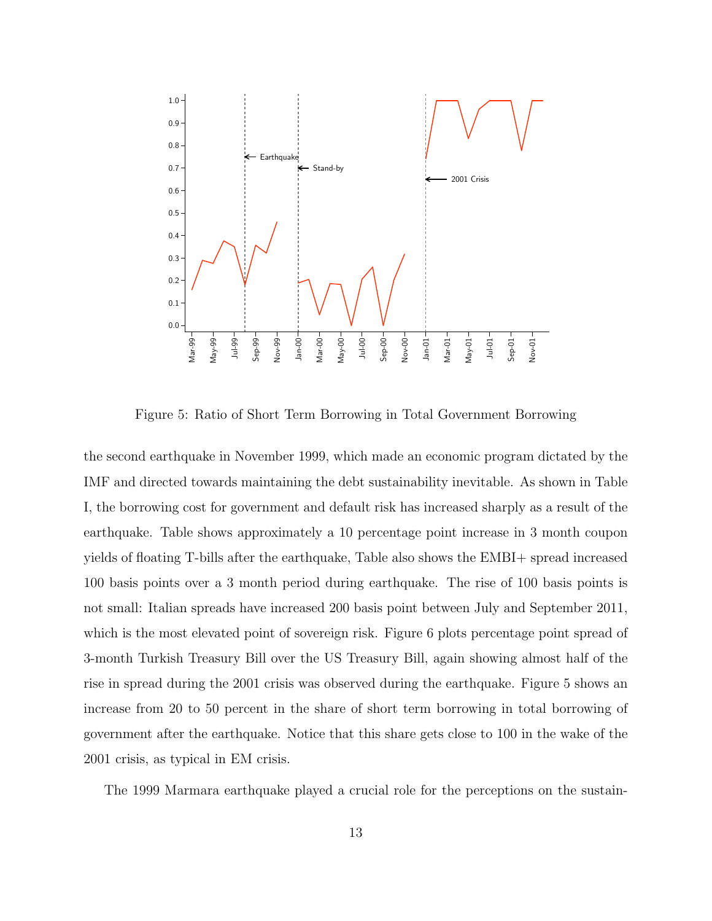Figure 5: Ratio of Short Term Borrowing in Total Government Borrowing

the second earthquake in November 1999, which made an economic program dictated by the IMF and directed towards maintaining the debt sustainability inevitable. As shown in Table I, the borrowing cost for government and default risk has increased sharply as a result of the earthquake. Table shows approximately a 10 percentage point increase in 3 month coupon yields of floating T-bills after the earthquake, Table also shows the EMBI+ spread increased 100 basis points over a 3 month period during earthquake. The rise of 100 basis points is not small: Italian spreads have increased 200 basis point between July and September 2011, which is the most elevated point of sovereign risk. Figure 6 plots percentage point spread of 3-month Turkish Treasury Bill over the US Treasury Bill, again showing almost half of the rise in spread during the 2001 crisis was observed during the earthquake. Figure 5 shows an increase from 20 to 50 percent in the share of short term borrowing in total borrowing of government after the earthquake. Notice that this share gets close to 100 in the wake of the 2001 crisis, as typical in EM crisis.

The 1999 Marmara earthquake played a crucial role for the perceptions on the sustain-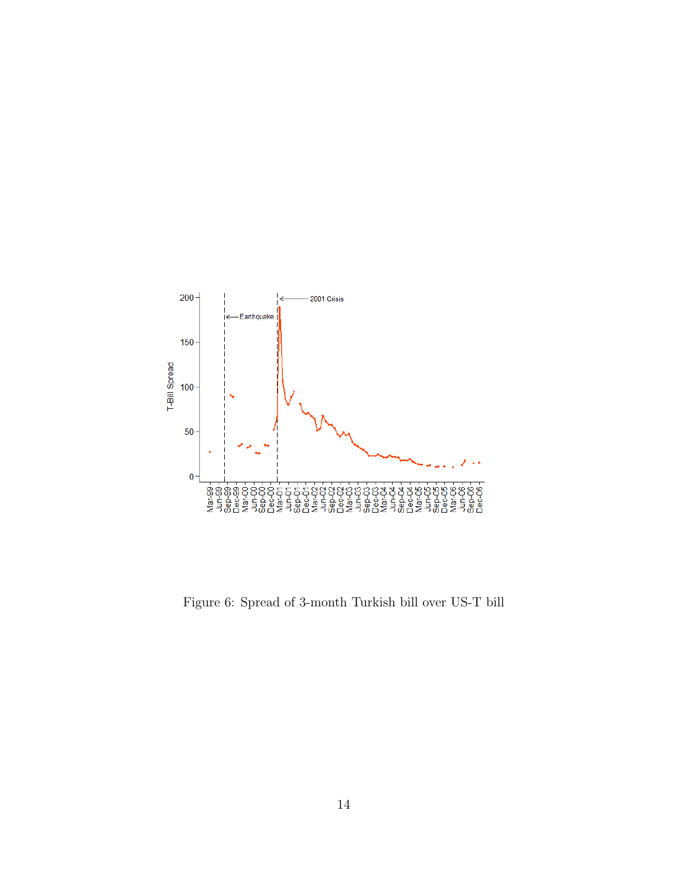Figure 6: Spread of 3-month Turkish bill over US-T bill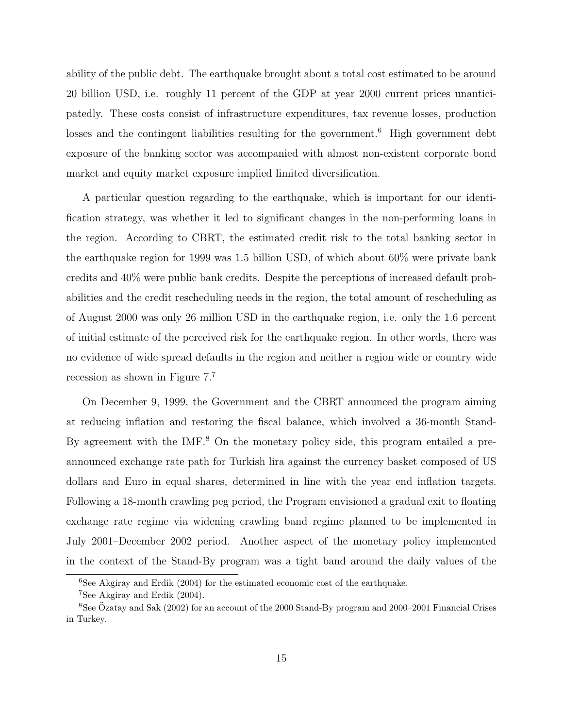ability of the public debt. The earthquake brought about a total cost estimated to be around 20 billion USD, i.e. roughly 11 percent of the GDP at year 2000 current prices unanticipatedly. These costs consist of infrastructure expenditures, tax revenue losses, production losses and the contingent liabilities resulting for the government.[6] High government debt exposure of the banking sector was accompanied with almost non-existent corporate bond market and equity market exposure implied limited diversification.

A particular question regarding to the earthquake, which is important for our identification strategy, was whether it led to significant changes in the non-performing loans in the region. According to CBRT, the estimated credit risk to the total banking sector in the earthquake region for 1999 was 1.5 billion USD, of which about 60% were private bank credits and 40% were public bank credits. Despite the perceptions of increased default probabilities and the credit rescheduling needs in the region, the total amount of rescheduling as of August 2000 was only 26 million USD in the earthquake region, i.e. only the 1.6 percent of initial estimate of the perceived risk for the earthquake region. In other words, there was no evidence of wide spread defaults in the region and neither a region wide or country wide recession as shown in Figure 7.[7]

On December 9, 1999, the Government and the CBRT announced the program aiming at reducing inflation and restoring the fiscal balance, which involved a 36-month Stand-By agreement with the IMF.[8] On the monetary policy side, this program entailed a pre-announced exchange rate path for Turkish lira against the currency basket composed of US dollars and Euro in equal shares, determined in line with the year end inflation targets. Following a 18-month crawling peg period, the Program envisioned a gradual exit to floating exchange rate regime via widening crawling band regime planned to be implemented in July 2001–December 2002 period. Another aspect of the monetary policy implemented in the context of the Stand-By program was a tight band around the daily values of the

[6] See Akgiray and Erdik (2004) for the estimated economic cost of the earthquake.

[7] See Akgiray and Erdik (2004).

[8] See Özatay and Sak (2002) for an account of the 2000 Stand-By program and 2000–2001 Financial Crises in Turkey.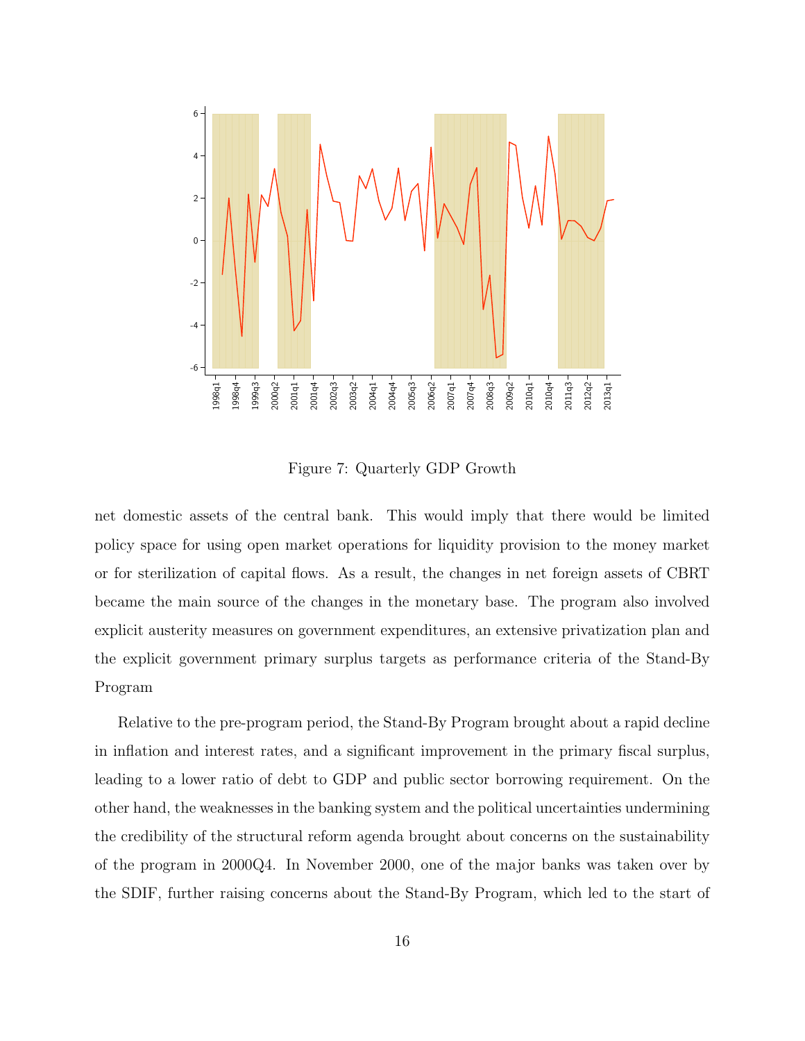Figure 7: Quarterly GDP Growth

net domestic assets of the central bank. This would imply that there would be limited policy space for using open market operations for liquidity provision to the money market or for sterilization of capital flows. As a result, the changes in net foreign assets of CBRT became the main source of the changes in the monetary base. The program also involved explicit austerity measures on government expenditures, an extensive privatization plan and the explicit government primary surplus targets as performance criteria of the Stand-By Program

Relative to the pre-program period, the Stand-By Program brought about a rapid decline in inflation and interest rates, and a significant improvement in the primary fiscal surplus, leading to a lower ratio of debt to GDP and public sector borrowing requirement. On the other hand, the weaknesses in the banking system and the political uncertainties undermining the credibility of the structural reform agenda brought about concerns on the sustainability of the program in 2000Q4. In November 2000, one of the major banks was taken over by the SDIF, further raising concerns about the Stand-By Program, which led to the start of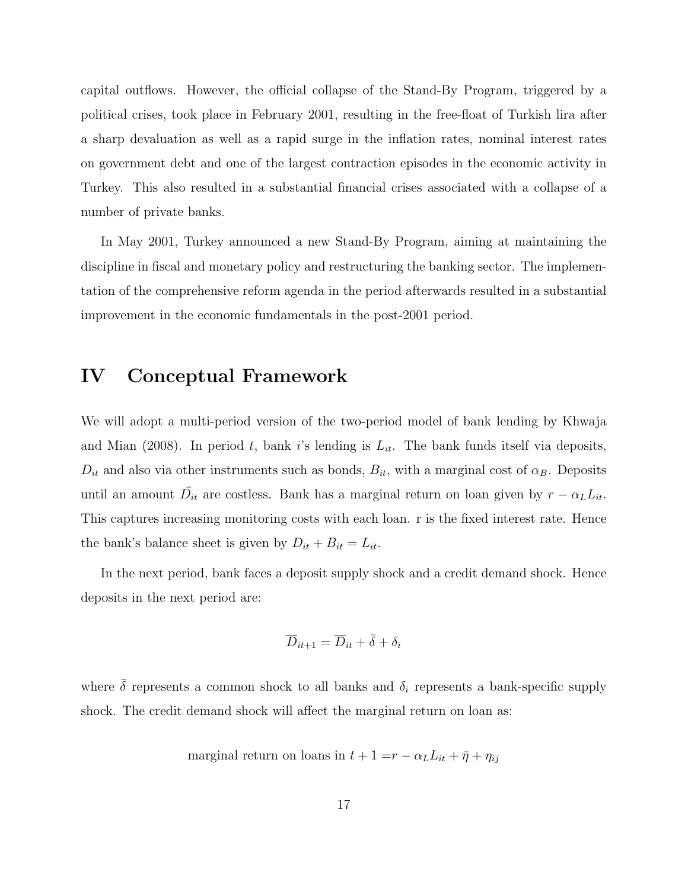capital outflows. However, the official collapse of the Stand-By Program, triggered by a political crises, took place in February 2001, resulting in the free-float of Turkish lira after a sharp devaluation as well as a rapid surge in the inflation rates, nominal interest rates on government debt and one of the largest contraction episodes in the economic activity in Turkey. This also resulted in a substantial financial crises associated with a collapse of a number of private banks.

In May 2001, Turkey announced a new Stand-By Program, aiming at maintaining the discipline in fiscal and monetary policy and restructuring the banking sector. The implementation of the comprehensive reform agenda in the period afterwards resulted in a substantial improvement in the economic fundamentals in the post-2001 period.

# IV Conceptual Framework

We will adopt a multi-period version of the two-period model of bank lending by Khwaja and Mian (2008). In period $t$, bank $i$'s lending is $L_{it}$. The bank funds itself via deposits, $D_{it}$ and also via other instruments such as bonds, $B_{it}$, with a marginal cost of $\alpha_B$. Deposits until an amount $\bar{D_{it}}$ are costless. Bank has a marginal return on loan given by $r - \alpha_L L_{it}$. This captures increasing monitoring costs with each loan. r is the fixed interest rate. Hence the bank's balance sheet is given by $D_{it} + B_{it} = L_{it}$.

In the next period, bank faces a deposit supply shock and a credit demand shock. Hence deposits in the next period are:

$$\overline{D}_{it+1} = \overline{D}_{it} + \bar{\delta} + \delta_i$$

where $\bar{\delta}$ represents a common shock to all banks and $\delta_i$ represents a bank-specific supply shock. The credit demand shock will affect the marginal return on loan as:

$$\text{marginal return on loans in } t+1 = r - \alpha_L L_{it} + \bar{\eta} + \eta_{ij}$$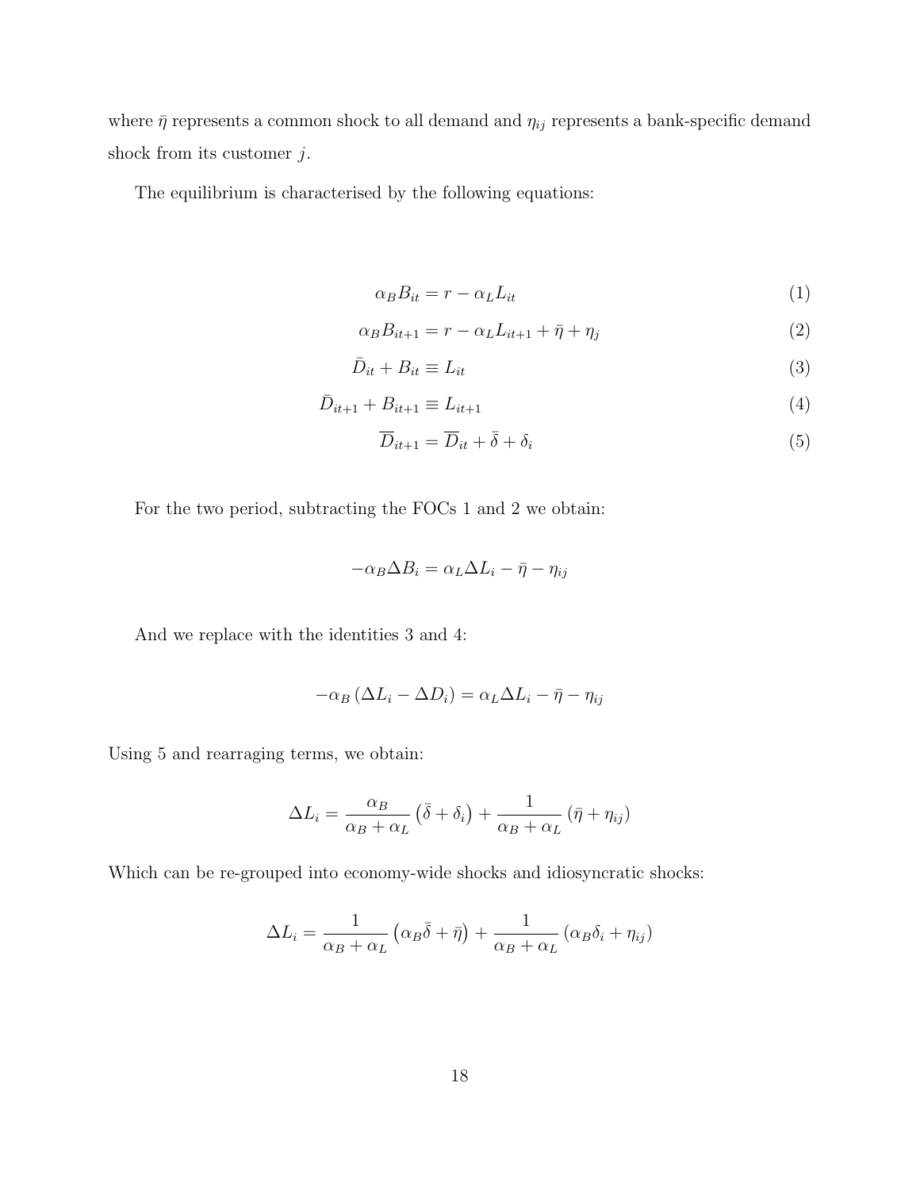where $\bar{\eta}$ represents a common shock to all demand and $\eta_{ij}$ represents a bank-specific demand shock from its customer $j$.

The equilibrium is characterised by the following equations:

$$\alpha_B B_{it} = r - \alpha_L L_{it} \tag{1}$$

$$\alpha_B B_{it+1} = r - \alpha_L L_{it+1} + \bar{\eta} + \eta_j \tag{2}$$

$$\bar{D}_{it} + B_{it} \equiv L_{it} \tag{3}$$

$$\bar{D}_{it+1} + B_{it+1} \equiv L_{it+1} \tag{4}$$

$$\overline{D}_{it+1} = \overline{D}_{it} + \bar{\delta} + \delta_i \tag{5}$$

For the two period, subtracting the FOCs 1 and 2 we obtain:

$$-\alpha_B \Delta B_i = \alpha_L \Delta L_i - \bar{\eta} - \eta_{ij}$$

And we replace with the identities 3 and 4:

$$-\alpha_B \left(\Delta L_i - \Delta D_i\right) = \alpha_L \Delta L_i - \bar{\eta} - \eta_{ij}$$

Using 5 and rearraging terms, we obtain:

$$\Delta L_i = \frac{\alpha_B}{\alpha_B + \alpha_L}\left(\bar{\delta} + \delta_i\right) + \frac{1}{\alpha_B + \alpha_L}\left(\bar{\eta} + \eta_{ij}\right)$$

Which can be re-grouped into economy-wide shocks and idiosyncratic shocks:

$$\Delta L_i = \frac{1}{\alpha_B + \alpha_L}\left(\alpha_B \bar{\delta} + \bar{\eta}\right) + \frac{1}{\alpha_B + \alpha_L}\left(\alpha_B \delta_i + \eta_{ij}\right)$$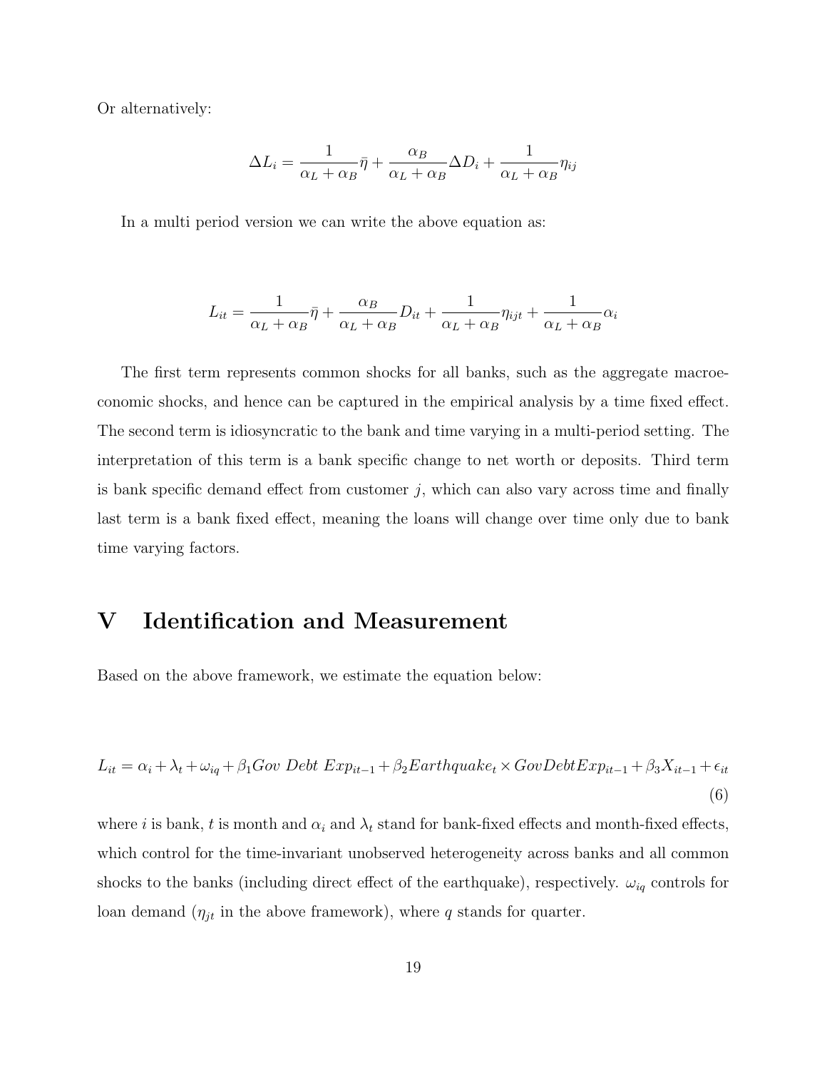Or alternatively:

$$\Delta L_i = \frac{1}{\alpha_L + \alpha_B}\bar{\eta} + \frac{\alpha_B}{\alpha_L + \alpha_B}\Delta D_i + \frac{1}{\alpha_L + \alpha_B}\eta_{ij}$$

In a multi period version we can write the above equation as:

$$L_{it} = \frac{1}{\alpha_L + \alpha_B}\bar{\eta} + \frac{\alpha_B}{\alpha_L + \alpha_B}D_{it} + \frac{1}{\alpha_L + \alpha_B}\eta_{ijt} + \frac{1}{\alpha_L + \alpha_B}\alpha_i$$

The first term represents common shocks for all banks, such as the aggregate macroeconomic shocks, and hence can be captured in the empirical analysis by a time fixed effect. The second term is idiosyncratic to the bank and time varying in a multi-period setting. The interpretation of this term is a bank specific change to net worth or deposits. Third term is bank specific demand effect from customer $j$, which can also vary across time and finally last term is a bank fixed effect, meaning the loans will change over time only due to bank time varying factors.

# V Identification and Measurement

Based on the above framework, we estimate the equation below:

$$L_{it} = \alpha_i + \lambda_t + \omega_{iq} + \beta_1 Gov\ Debt\ Exp_{it-1} + \beta_2 Earthquake_t \times GovDebtExp_{it-1} + \beta_3 X_{it-1} + \epsilon_{it} \quad (6)$$

where $i$ is bank, $t$ is month and $\alpha_i$ and $\lambda_t$ stand for bank-fixed effects and month-fixed effects, which control for the time-invariant unobserved heterogeneity across banks and all common shocks to the banks (including direct effect of the earthquake), respectively. $\omega_{iq}$ controls for loan demand ($\eta_{jt}$ in the above framework), where $q$ stands for quarter.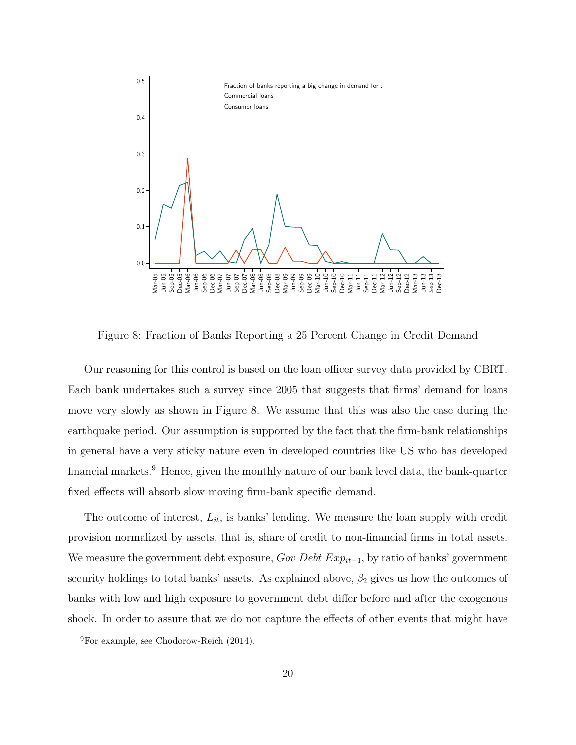Figure 8: Fraction of Banks Reporting a 25 Percent Change in Credit Demand

Our reasoning for this control is based on the loan officer survey data provided by CBRT. Each bank undertakes such a survey since 2005 that suggests that firms' demand for loans move very slowly as shown in Figure 8. We assume that this was also the case during the earthquake period. Our assumption is supported by the fact that the firm-bank relationships in general have a very sticky nature even in developed countries like US who has developed financial markets.[9] Hence, given the monthly nature of our bank level data, the bank-quarter fixed effects will absorb slow moving firm-bank specific demand.

The outcome of interest, $L_{it}$, is banks' lending. We measure the loan supply with credit provision normalized by assets, that is, share of credit to non-financial firms in total assets. We measure the government debt exposure, $Gov\ Debt\ Exp_{it-1}$, by ratio of banks' government security holdings to total banks' assets. As explained above, $\beta_2$ gives us how the outcomes of banks with low and high exposure to government debt differ before and after the exogenous shock. In order to assure that we do not capture the effects of other events that might have

[9]For example, see Chodorow-Reich (2014).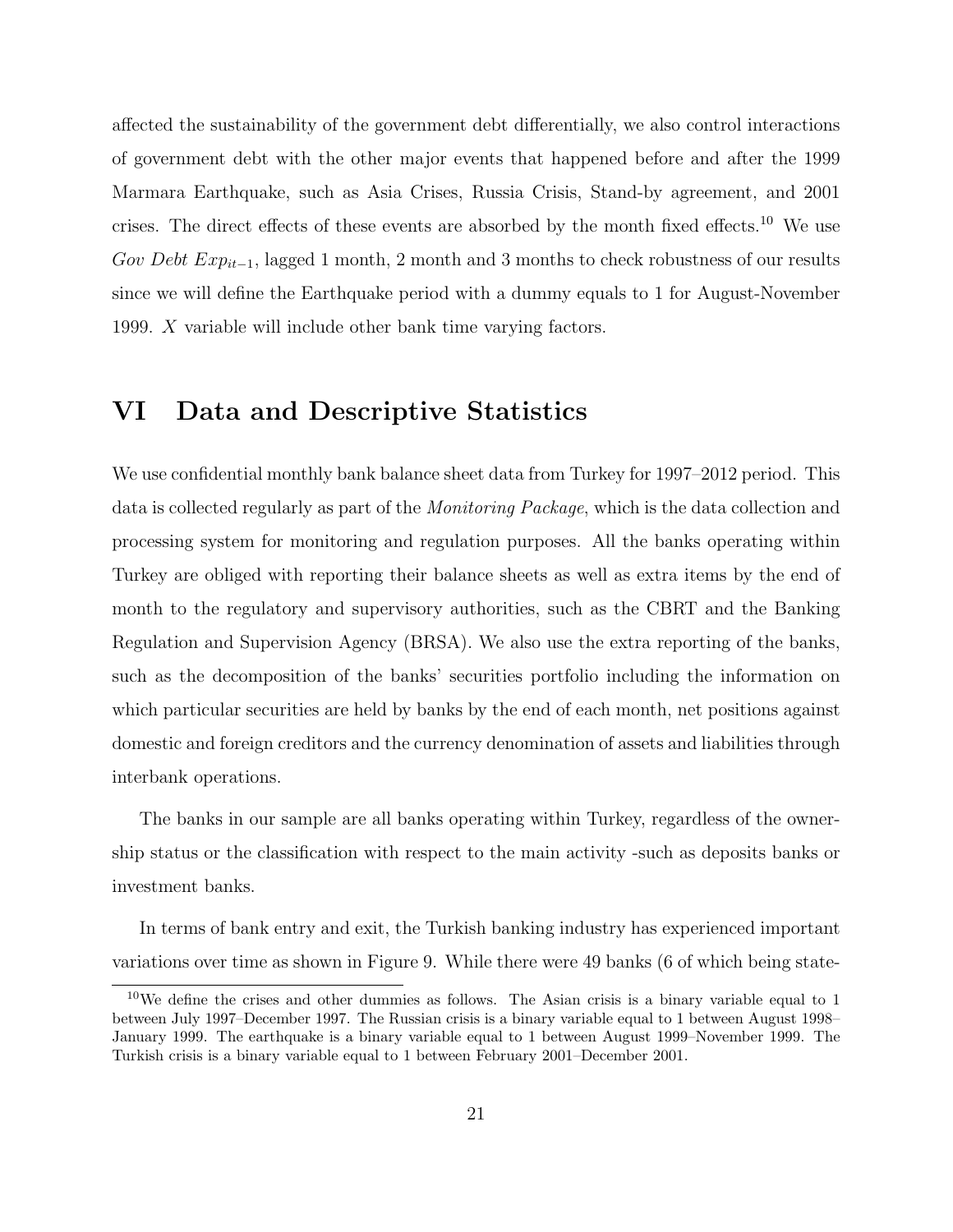affected the sustainability of the government debt differentially, we also control interactions of government debt with the other major events that happened before and after the 1999 Marmara Earthquake, such as Asia Crises, Russia Crisis, Stand-by agreement, and 2001 crises. The direct effects of these events are absorbed by the month fixed effects.[10] We use $Gov\ Debt\ Exp_{it-1}$, lagged 1 month, 2 month and 3 months to check robustness of our results since we will define the Earthquake period with a dummy equals to 1 for August-November 1999. $X$ variable will include other bank time varying factors.

# VI Data and Descriptive Statistics

We use confidential monthly bank balance sheet data from Turkey for 1997–2012 period. This data is collected regularly as part of the *Monitoring Package*, which is the data collection and processing system for monitoring and regulation purposes. All the banks operating within Turkey are obliged with reporting their balance sheets as well as extra items by the end of month to the regulatory and supervisory authorities, such as the CBRT and the Banking Regulation and Supervision Agency (BRSA). We also use the extra reporting of the banks, such as the decomposition of the banks' securities portfolio including the information on which particular securities are held by banks by the end of each month, net positions against domestic and foreign creditors and the currency denomination of assets and liabilities through interbank operations.

The banks in our sample are all banks operating within Turkey, regardless of the ownership status or the classification with respect to the main activity -such as deposits banks or investment banks.

In terms of bank entry and exit, the Turkish banking industry has experienced important variations over time as shown in Figure 9. While there were 49 banks (6 of which being state-

[10] We define the crises and other dummies as follows. The Asian crisis is a binary variable equal to 1 between July 1997–December 1997. The Russian crisis is a binary variable equal to 1 between August 1998–January 1999. The earthquake is a binary variable equal to 1 between August 1999–November 1999. The Turkish crisis is a binary variable equal to 1 between February 2001–December 2001.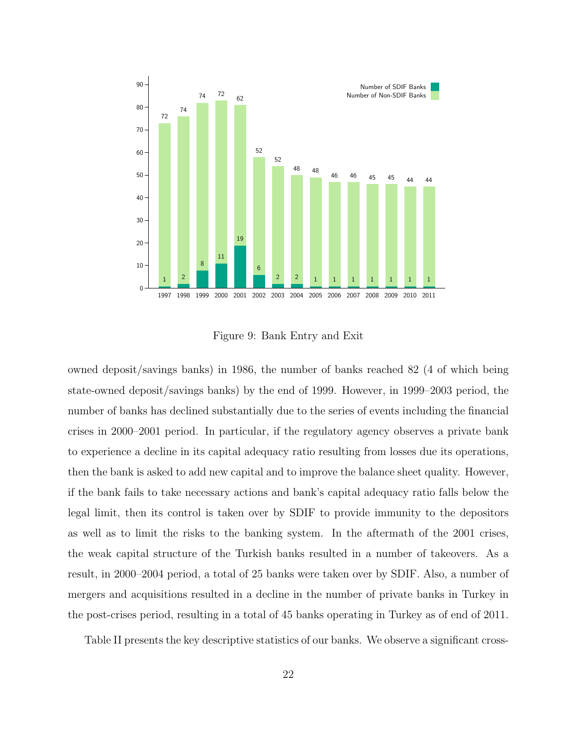Figure 9: Bank Entry and Exit

owned deposit/savings banks) in 1986, the number of banks reached 82 (4 of which being state-owned deposit/savings banks) by the end of 1999. However, in 1999–2003 period, the number of banks has declined substantially due to the series of events including the financial crises in 2000–2001 period. In particular, if the regulatory agency observes a private bank to experience a decline in its capital adequacy ratio resulting from losses due its operations, then the bank is asked to add new capital and to improve the balance sheet quality. However, if the bank fails to take necessary actions and bank's capital adequacy ratio falls below the legal limit, then its control is taken over by SDIF to provide immunity to the depositors as well as to limit the risks to the banking system. In the aftermath of the 2001 crises, the weak capital structure of the Turkish banks resulted in a number of takeovers. As a result, in 2000–2004 period, a total of 25 banks were taken over by SDIF. Also, a number of mergers and acquisitions resulted in a decline in the number of private banks in Turkey in the post-crises period, resulting in a total of 45 banks operating in Turkey as of end of 2011.

Table II presents the key descriptive statistics of our banks. We observe a significant cross-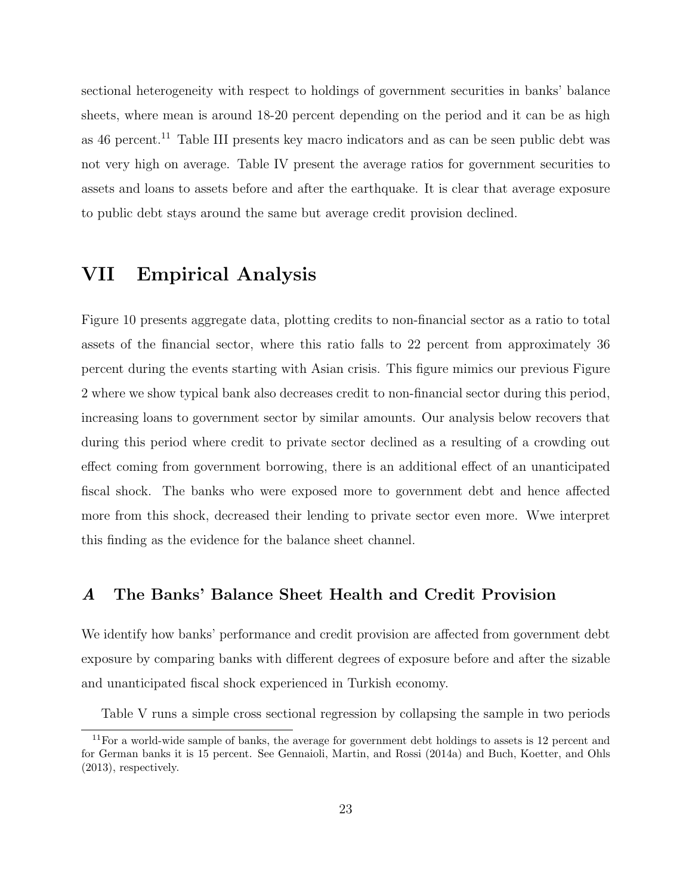sectional heterogeneity with respect to holdings of government securities in banks' balance sheets, where mean is around 18-20 percent depending on the period and it can be as high as 46 percent.[11] Table III presents key macro indicators and as can be seen public debt was not very high on average. Table IV present the average ratios for government securities to assets and loans to assets before and after the earthquake. It is clear that average exposure to public debt stays around the same but average credit provision declined.

# VII Empirical Analysis

Figure 10 presents aggregate data, plotting credits to non-financial sector as a ratio to total assets of the financial sector, where this ratio falls to 22 percent from approximately 36 percent during the events starting with Asian crisis. This figure mimics our previous Figure 2 where we show typical bank also decreases credit to non-financial sector during this period, increasing loans to government sector by similar amounts. Our analysis below recovers that during this period where credit to private sector declined as a resulting of a crowding out effect coming from government borrowing, there is an additional effect of an unanticipated fiscal shock. The banks who were exposed more to government debt and hence affected more from this shock, decreased their lending to private sector even more. Wwe interpret this finding as the evidence for the balance sheet channel.

## *A* The Banks' Balance Sheet Health and Credit Provision

We identify how banks' performance and credit provision are affected from government debt exposure by comparing banks with different degrees of exposure before and after the sizable and unanticipated fiscal shock experienced in Turkish economy.

Table V runs a simple cross sectional regression by collapsing the sample in two periods

[11] For a world-wide sample of banks, the average for government debt holdings to assets is 12 percent and for German banks it is 15 percent. See Gennaioli, Martin, and Rossi (2014a) and Buch, Koetter, and Ohls (2013), respectively.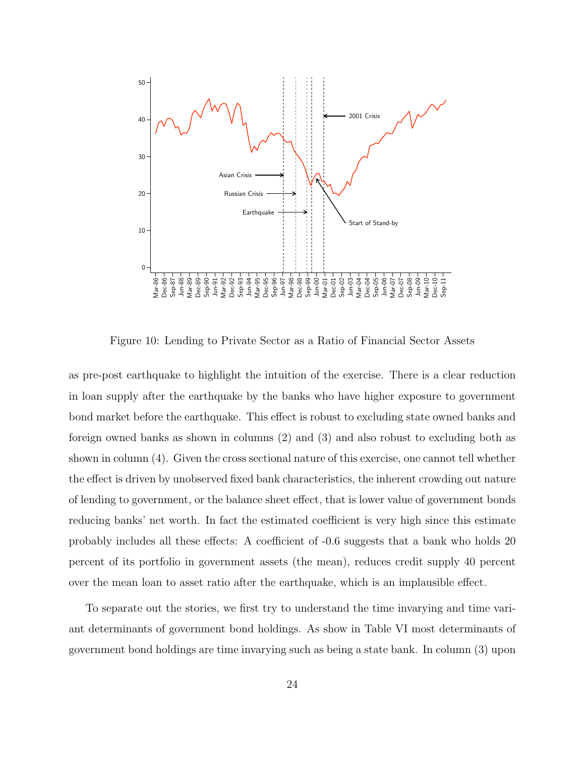Figure 10: Lending to Private Sector as a Ratio of Financial Sector Assets

as pre-post earthquake to highlight the intuition of the exercise. There is a clear reduction in loan supply after the earthquake by the banks who have higher exposure to government bond market before the earthquake. This effect is robust to excluding state owned banks and foreign owned banks as shown in columns (2) and (3) and also robust to excluding both as shown in column (4). Given the cross sectional nature of this exercise, one cannot tell whether the effect is driven by unobserved fixed bank characteristics, the inherent crowding out nature of lending to government, or the balance sheet effect, that is lower value of government bonds reducing banks' net worth. In fact the estimated coefficient is very high since this estimate probably includes all these effects: A coefficient of -0.6 suggests that a bank who holds 20 percent of its portfolio in government assets (the mean), reduces credit supply 40 percent over the mean loan to asset ratio after the earthquake, which is an implausible effect.

To separate out the stories, we first try to understand the time invarying and time variant determinants of government bond holdings. As show in Table VI most determinants of government bond holdings are time invarying such as being a state bank. In column (3) upon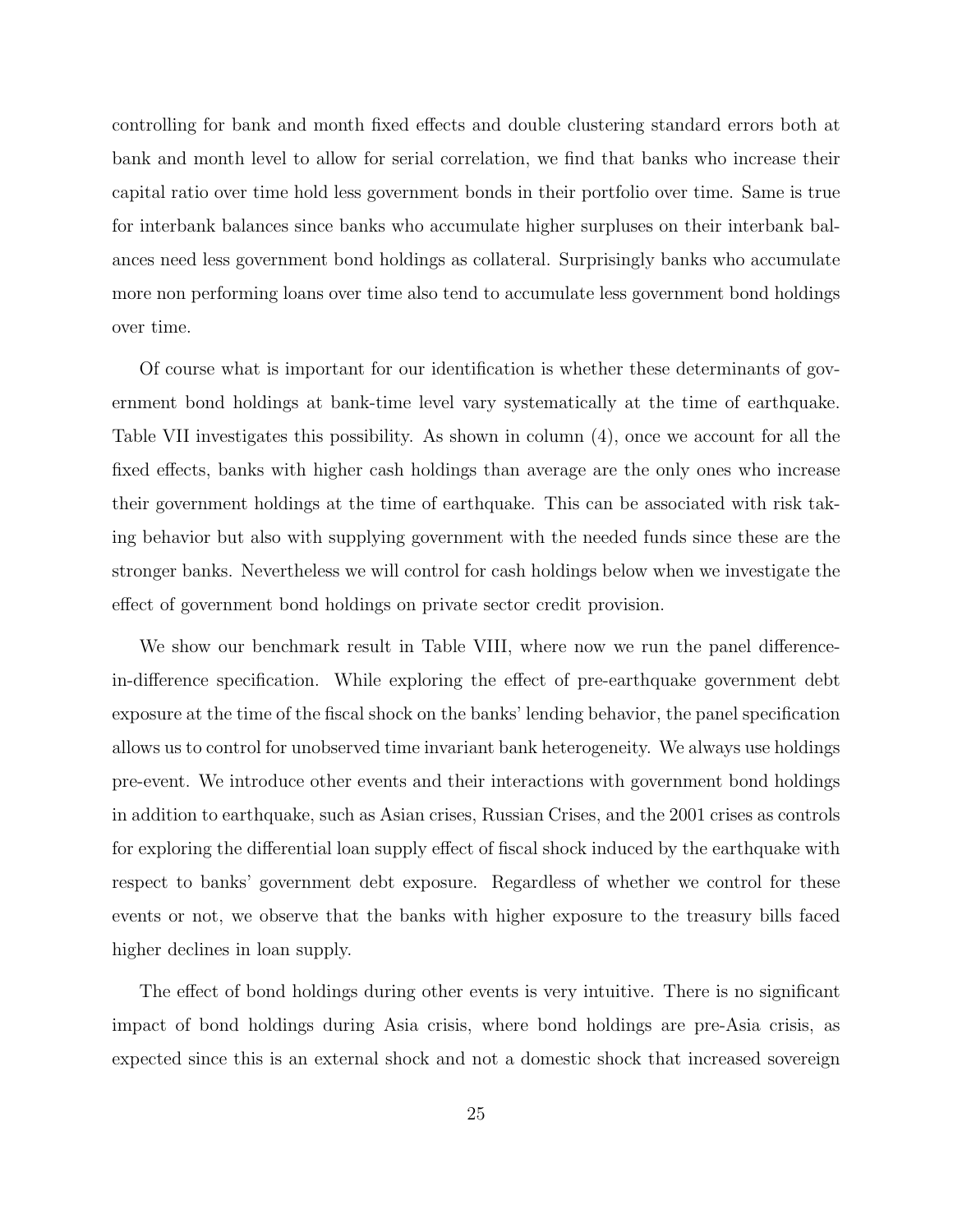controlling for bank and month fixed effects and double clustering standard errors both at bank and month level to allow for serial correlation, we find that banks who increase their capital ratio over time hold less government bonds in their portfolio over time. Same is true for interbank balances since banks who accumulate higher surpluses on their interbank balances need less government bond holdings as collateral. Surprisingly banks who accumulate more non performing loans over time also tend to accumulate less government bond holdings over time.

Of course what is important for our identification is whether these determinants of government bond holdings at bank-time level vary systematically at the time of earthquake. Table VII investigates this possibility. As shown in column (4), once we account for all the fixed effects, banks with higher cash holdings than average are the only ones who increase their government holdings at the time of earthquake. This can be associated with risk taking behavior but also with supplying government with the needed funds since these are the stronger banks. Nevertheless we will control for cash holdings below when we investigate the effect of government bond holdings on private sector credit provision.

We show our benchmark result in Table VIII, where now we run the panel difference-in-difference specification. While exploring the effect of pre-earthquake government debt exposure at the time of the fiscal shock on the banks' lending behavior, the panel specification allows us to control for unobserved time invariant bank heterogeneity. We always use holdings pre-event. We introduce other events and their interactions with government bond holdings in addition to earthquake, such as Asian crises, Russian Crises, and the 2001 crises as controls for exploring the differential loan supply effect of fiscal shock induced by the earthquake with respect to banks' government debt exposure. Regardless of whether we control for these events or not, we observe that the banks with higher exposure to the treasury bills faced higher declines in loan supply.

The effect of bond holdings during other events is very intuitive. There is no significant impact of bond holdings during Asia crisis, where bond holdings are pre-Asia crisis, as expected since this is an external shock and not a domestic shock that increased sovereign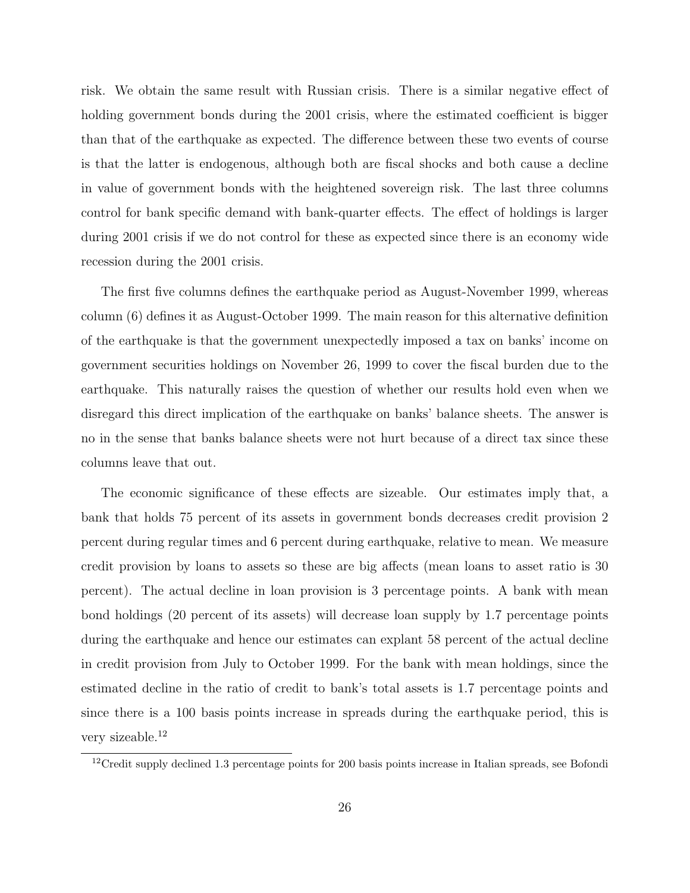risk. We obtain the same result with Russian crisis. There is a similar negative effect of holding government bonds during the 2001 crisis, where the estimated coefficient is bigger than that of the earthquake as expected. The difference between these two events of course is that the latter is endogenous, although both are fiscal shocks and both cause a decline in value of government bonds with the heightened sovereign risk. The last three columns control for bank specific demand with bank-quarter effects. The effect of holdings is larger during 2001 crisis if we do not control for these as expected since there is an economy wide recession during the 2001 crisis.

The first five columns defines the earthquake period as August-November 1999, whereas column (6) defines it as August-October 1999. The main reason for this alternative definition of the earthquake is that the government unexpectedly imposed a tax on banks' income on government securities holdings on November 26, 1999 to cover the fiscal burden due to the earthquake. This naturally raises the question of whether our results hold even when we disregard this direct implication of the earthquake on banks' balance sheets. The answer is no in the sense that banks balance sheets were not hurt because of a direct tax since these columns leave that out.

The economic significance of these effects are sizeable. Our estimates imply that, a bank that holds 75 percent of its assets in government bonds decreases credit provision 2 percent during regular times and 6 percent during earthquake, relative to mean. We measure credit provision by loans to assets so these are big affects (mean loans to asset ratio is 30 percent). The actual decline in loan provision is 3 percentage points. A bank with mean bond holdings (20 percent of its assets) will decrease loan supply by 1.7 percentage points during the earthquake and hence our estimates can explant 58 percent of the actual decline in credit provision from July to October 1999. For the bank with mean holdings, since the estimated decline in the ratio of credit to bank's total assets is 1.7 percentage points and since there is a 100 basis points increase in spreads during the earthquake period, this is very sizeable.[12]

[12]Credit supply declined 1.3 percentage points for 200 basis points increase in Italian spreads, see Bofondi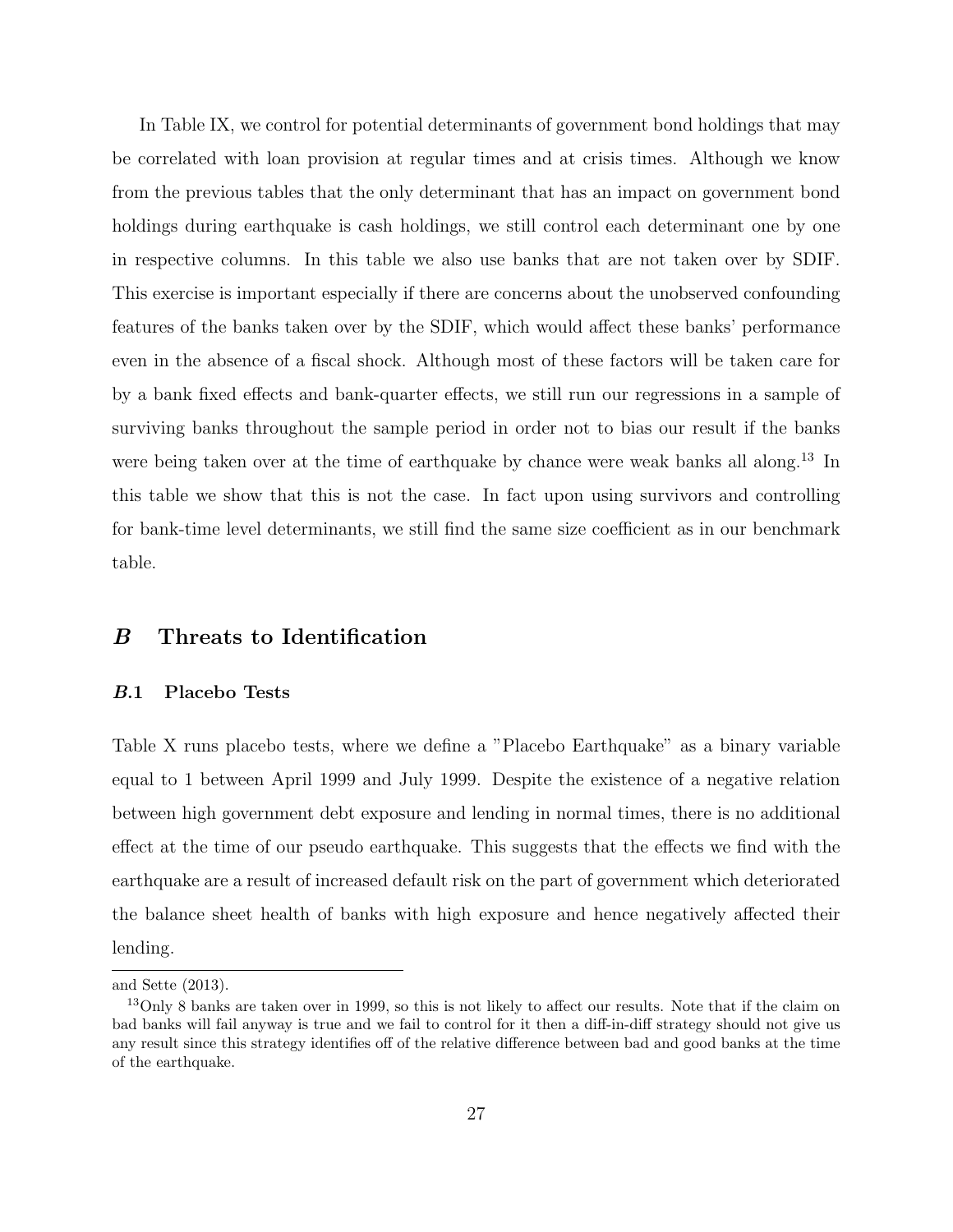In Table IX, we control for potential determinants of government bond holdings that may be correlated with loan provision at regular times and at crisis times. Although we know from the previous tables that the only determinant that has an impact on government bond holdings during earthquake is cash holdings, we still control each determinant one by one in respective columns. In this table we also use banks that are not taken over by SDIF. This exercise is important especially if there are concerns about the unobserved confounding features of the banks taken over by the SDIF, which would affect these banks' performance even in the absence of a fiscal shock. Although most of these factors will be taken care for by a bank fixed effects and bank-quarter effects, we still run our regressions in a sample of surviving banks throughout the sample period in order not to bias our result if the banks were being taken over at the time of earthquake by chance were weak banks all along.[13] In this table we show that this is not the case. In fact upon using survivors and controlling for bank-time level determinants, we still find the same size coefficient as in our benchmark table.

## *B* Threats to Identification

### *B*.1 Placebo Tests

Table X runs placebo tests, where we define a "Placebo Earthquake" as a binary variable equal to 1 between April 1999 and July 1999. Despite the existence of a negative relation between high government debt exposure and lending in normal times, there is no additional effect at the time of our pseudo earthquake. This suggests that the effects we find with the earthquake are a result of increased default risk on the part of government which deteriorated the balance sheet health of banks with high exposure and hence negatively affected their lending.

---

and Sette (2013).

[13] Only 8 banks are taken over in 1999, so this is not likely to affect our results. Note that if the claim on bad banks will fail anyway is true and we fail to control for it then a diff-in-diff strategy should not give us any result since this strategy identifies off of the relative difference between bad and good banks at the time of the earthquake.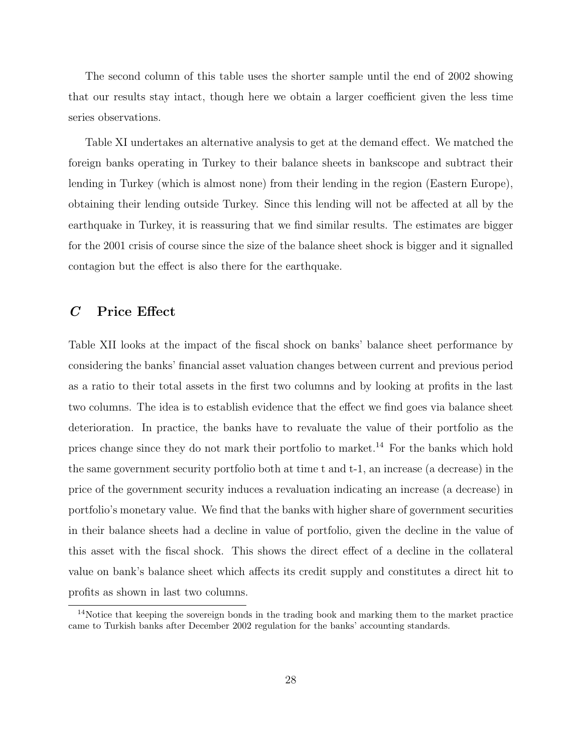The second column of this table uses the shorter sample until the end of 2002 showing that our results stay intact, though here we obtain a larger coefficient given the less time series observations.

Table XI undertakes an alternative analysis to get at the demand effect. We matched the foreign banks operating in Turkey to their balance sheets in bankscope and subtract their lending in Turkey (which is almost none) from their lending in the region (Eastern Europe), obtaining their lending outside Turkey. Since this lending will not be affected at all by the earthquake in Turkey, it is reassuring that we find similar results. The estimates are bigger for the 2001 crisis of course since the size of the balance sheet shock is bigger and it signalled contagion but the effect is also there for the earthquake.

## *C* Price Effect

Table XII looks at the impact of the fiscal shock on banks' balance sheet performance by considering the banks' financial asset valuation changes between current and previous period as a ratio to their total assets in the first two columns and by looking at profits in the last two columns. The idea is to establish evidence that the effect we find goes via balance sheet deterioration. In practice, the banks have to revaluate the value of their portfolio as the prices change since they do not mark their portfolio to market.[14] For the banks which hold the same government security portfolio both at time t and t-1, an increase (a decrease) in the price of the government security induces a revaluation indicating an increase (a decrease) in portfolio's monetary value. We find that the banks with higher share of government securities in their balance sheets had a decline in value of portfolio, given the decline in the value of this asset with the fiscal shock. This shows the direct effect of a decline in the collateral value on bank's balance sheet which affects its credit supply and constitutes a direct hit to profits as shown in last two columns.

[14] Notice that keeping the sovereign bonds in the trading book and marking them to the market practice came to Turkish banks after December 2002 regulation for the banks' accounting standards.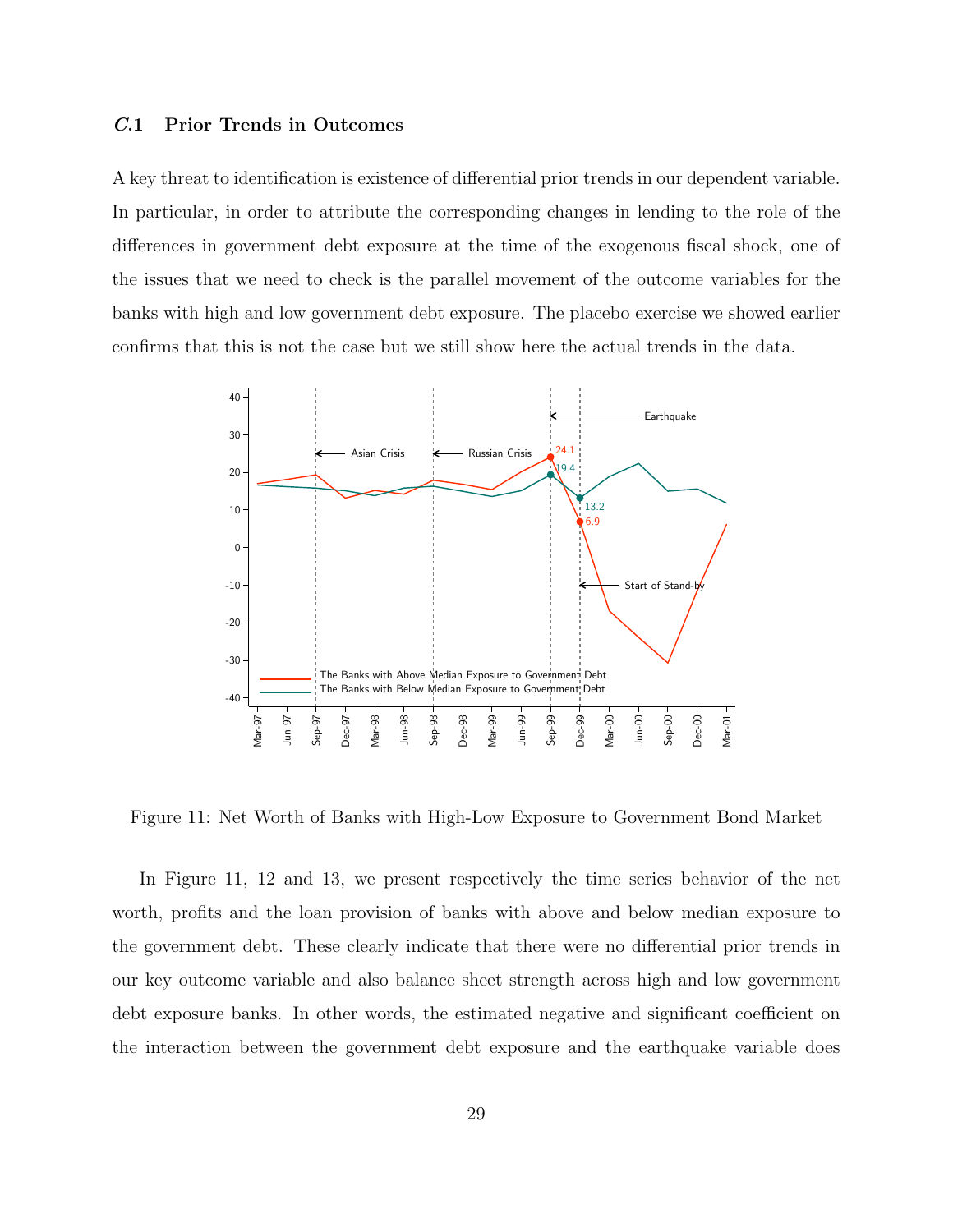### C.1 Prior Trends in Outcomes

A key threat to identification is existence of differential prior trends in our dependent variable. In particular, in order to attribute the corresponding changes in lending to the role of the differences in government debt exposure at the time of the exogenous fiscal shock, one of the issues that we need to check is the parallel movement of the outcome variables for the banks with high and low government debt exposure. The placebo exercise we showed earlier confirms that this is not the case but we still show here the actual trends in the data.

Figure 11: Net Worth of Banks with High-Low Exposure to Government Bond Market

In Figure 11, 12 and 13, we present respectively the time series behavior of the net worth, profits and the loan provision of banks with above and below median exposure to the government debt. These clearly indicate that there were no differential prior trends in our key outcome variable and also balance sheet strength across high and low government debt exposure banks. In other words, the estimated negative and significant coefficient on the interaction between the government debt exposure and the earthquake variable does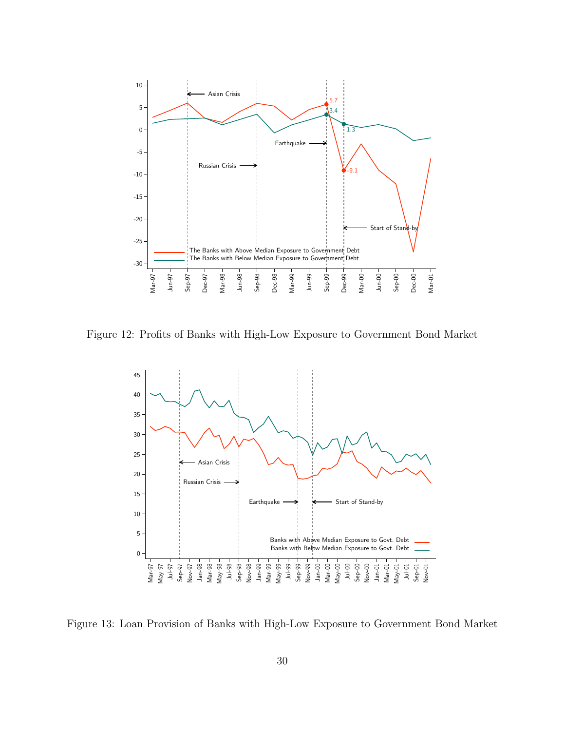Figure 12: Profits of Banks with High-Low Exposure to Government Bond Market

Figure 13: Loan Provision of Banks with High-Low Exposure to Government Bond Market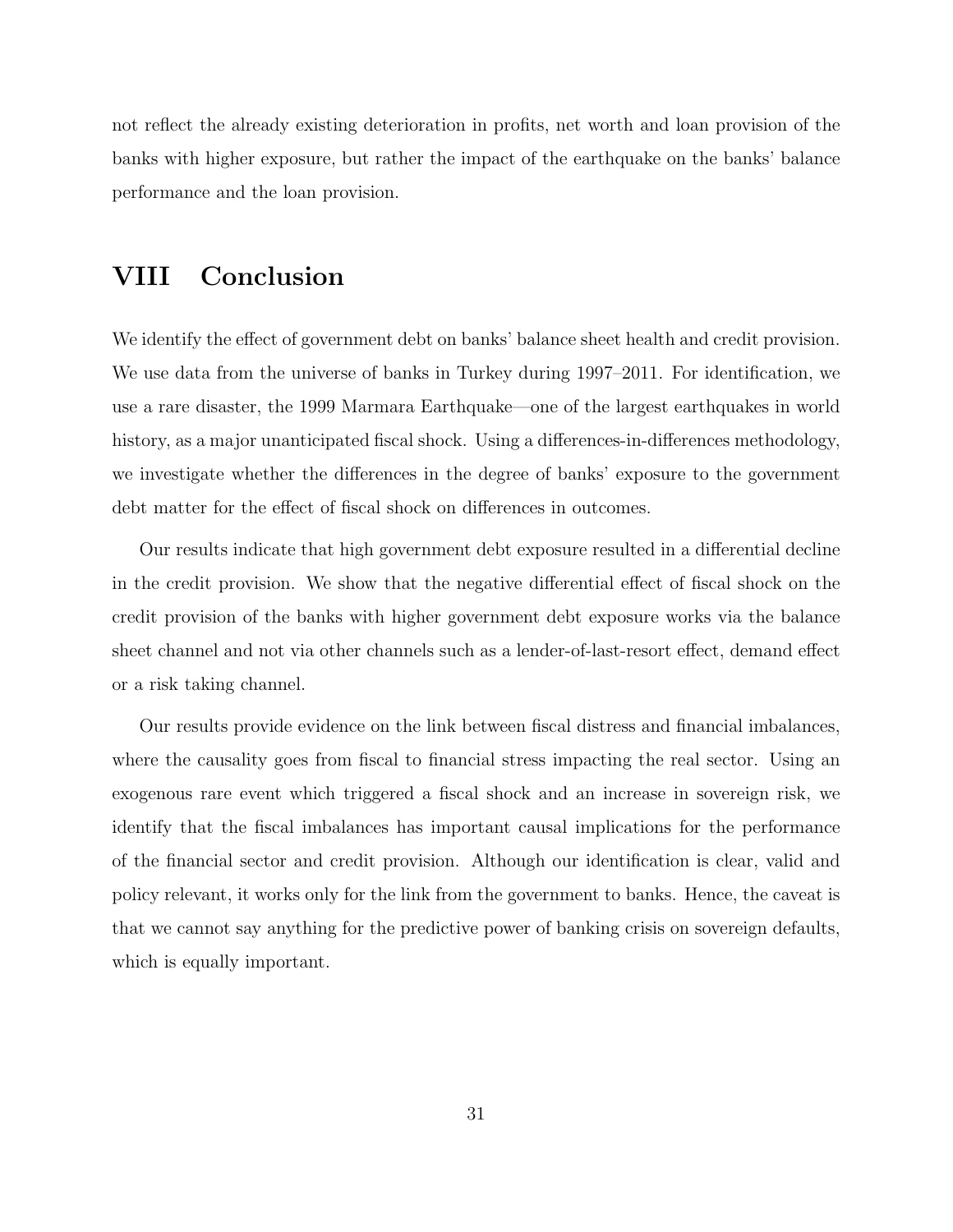not reflect the already existing deterioration in profits, net worth and loan provision of the banks with higher exposure, but rather the impact of the earthquake on the banks' balance performance and the loan provision.

# VIII Conclusion

We identify the effect of government debt on banks' balance sheet health and credit provision. We use data from the universe of banks in Turkey during 1997–2011. For identification, we use a rare disaster, the 1999 Marmara Earthquake—one of the largest earthquakes in world history, as a major unanticipated fiscal shock. Using a differences-in-differences methodology, we investigate whether the differences in the degree of banks' exposure to the government debt matter for the effect of fiscal shock on differences in outcomes.

Our results indicate that high government debt exposure resulted in a differential decline in the credit provision. We show that the negative differential effect of fiscal shock on the credit provision of the banks with higher government debt exposure works via the balance sheet channel and not via other channels such as a lender-of-last-resort effect, demand effect or a risk taking channel.

Our results provide evidence on the link between fiscal distress and financial imbalances, where the causality goes from fiscal to financial stress impacting the real sector. Using an exogenous rare event which triggered a fiscal shock and an increase in sovereign risk, we identify that the fiscal imbalances has important causal implications for the performance of the financial sector and credit provision. Although our identification is clear, valid and policy relevant, it works only for the link from the government to banks. Hence, the caveat is that we cannot say anything for the predictive power of banking crisis on sovereign defaults, which is equally important.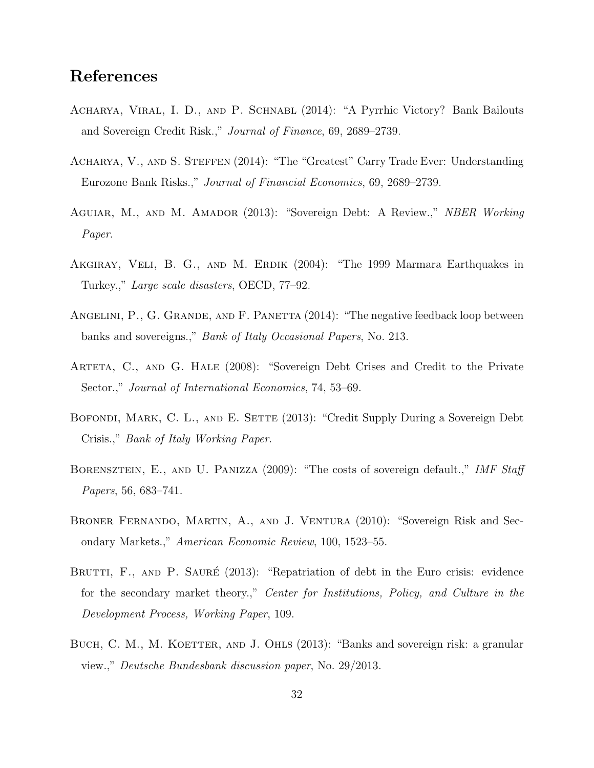## References

Acharya, Viral, I. D., and P. Schnabl (2014): "A Pyrrhic Victory? Bank Bailouts and Sovereign Credit Risk.," *Journal of Finance*, 69, 2689–2739.

Acharya, V., and S. Steffen (2014): "The "Greatest" Carry Trade Ever: Understanding Eurozone Bank Risks.," *Journal of Financial Economics*, 69, 2689–2739.

Aguiar, M., and M. Amador (2013): "Sovereign Debt: A Review.," *NBER Working Paper*.

Akgiray, Veli, B. G., and M. Erdik (2004): "The 1999 Marmara Earthquakes in Turkey.," *Large scale disasters*, OECD, 77–92.

Angelini, P., G. Grande, and F. Panetta (2014): "The negative feedback loop between banks and sovereigns.," *Bank of Italy Occasional Papers*, No. 213.

Arteta, C., and G. Hale (2008): "Sovereign Debt Crises and Credit to the Private Sector.," *Journal of International Economics*, 74, 53–69.

Bofondi, Mark, C. L., and E. Sette (2013): "Credit Supply During a Sovereign Debt Crisis.," *Bank of Italy Working Paper*.

Borensztein, E., and U. Panizza (2009): "The costs of sovereign default.," *IMF Staff Papers*, 56, 683–741.

Broner Fernando, Martin, A., and J. Ventura (2010): "Sovereign Risk and Secondary Markets.," *American Economic Review*, 100, 1523–55.

Brutti, F., and P. Sauré (2013): "Repatriation of debt in the Euro crisis: evidence for the secondary market theory.," *Center for Institutions, Policy, and Culture in the Development Process, Working Paper*, 109.

Buch, C. M., M. Koetter, and J. Ohls (2013): "Banks and sovereign risk: a granular view.," *Deutsche Bundesbank discussion paper*, No. 29/2013.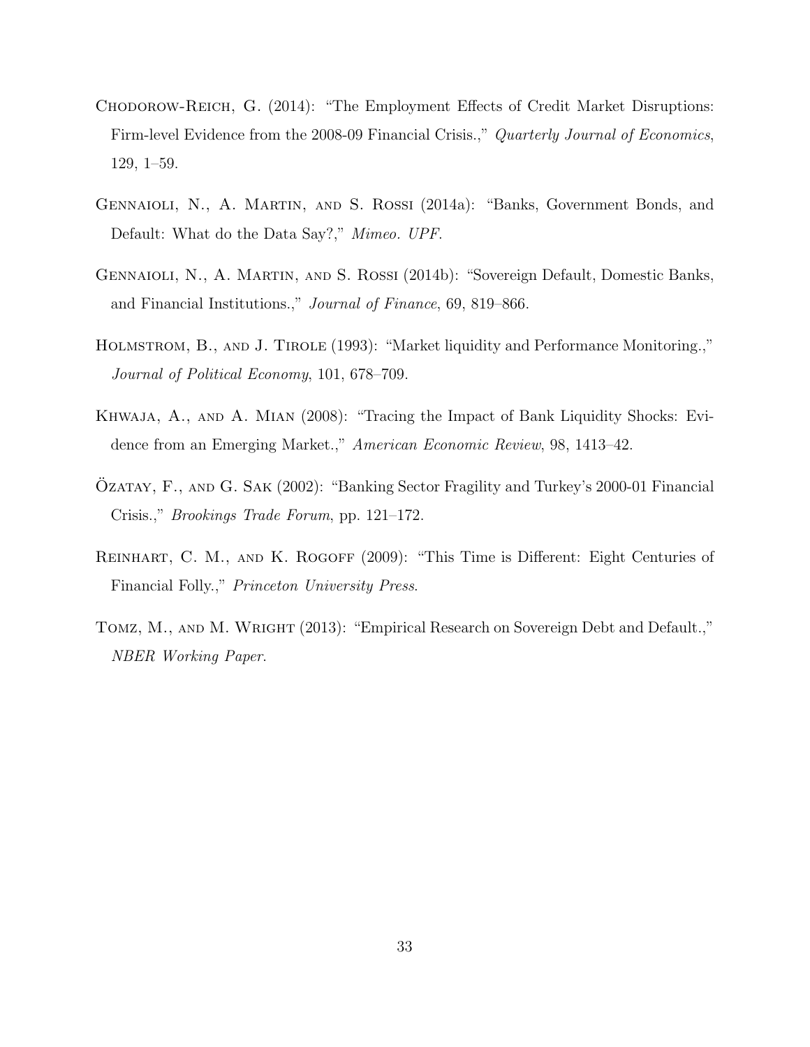Chodorow-Reich, G. (2014): "The Employment Effects of Credit Market Disruptions: Firm-level Evidence from the 2008-09 Financial Crisis.," *Quarterly Journal of Economics*, 129, 1–59.

Gennaioli, N., A. Martin, and S. Rossi (2014a): "Banks, Government Bonds, and Default: What do the Data Say?," *Mimeo. UPF*.

Gennaioli, N., A. Martin, and S. Rossi (2014b): "Sovereign Default, Domestic Banks, and Financial Institutions.," *Journal of Finance*, 69, 819–866.

Holmstrom, B., and J. Tirole (1993): "Market liquidity and Performance Monitoring.," *Journal of Political Economy*, 101, 678–709.

Khwaja, A., and A. Mian (2008): "Tracing the Impact of Bank Liquidity Shocks: Evidence from an Emerging Market.," *American Economic Review*, 98, 1413–42.

Özatay, F., and G. Sak (2002): "Banking Sector Fragility and Turkey's 2000-01 Financial Crisis.," *Brookings Trade Forum*, pp. 121–172.

Reinhart, C. M., and K. Rogoff (2009): "This Time is Different: Eight Centuries of Financial Folly.," *Princeton University Press*.

Tomz, M., and M. Wright (2013): "Empirical Research on Sovereign Debt and Default.," *NBER Working Paper*.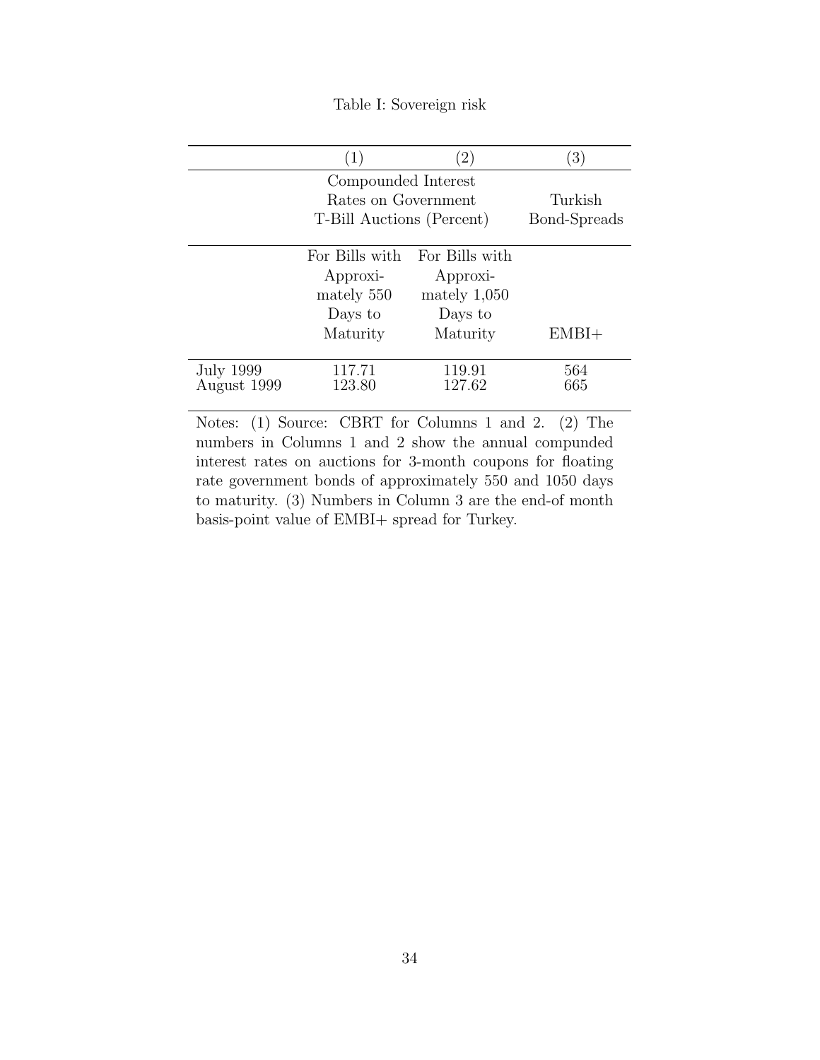Table I: Sovereign risk

| | (1) | (2) | (3) |
|---|---|---|---|
| | Compounded Interest Rates on Government T-Bill Auctions (Percent) | | Turkish Bond-Spreads |
| | For Bills with Approximately 550 Days to Maturity | For Bills with Approximately 1,050 Days to Maturity | EMBI+ |
| July 1999 | 117.71 | 119.91 | 564 |
| August 1999 | 123.80 | 127.62 | 665 |

Notes: (1) Source: CBRT for Columns 1 and 2. (2) The numbers in Columns 1 and 2 show the annual compunded interest rates on auctions for 3-month coupons for floating rate government bonds of approximately 550 and 1050 days to maturity. (3) Numbers in Column 3 are the end-of month basis-point value of EMBI+ spread for Turkey.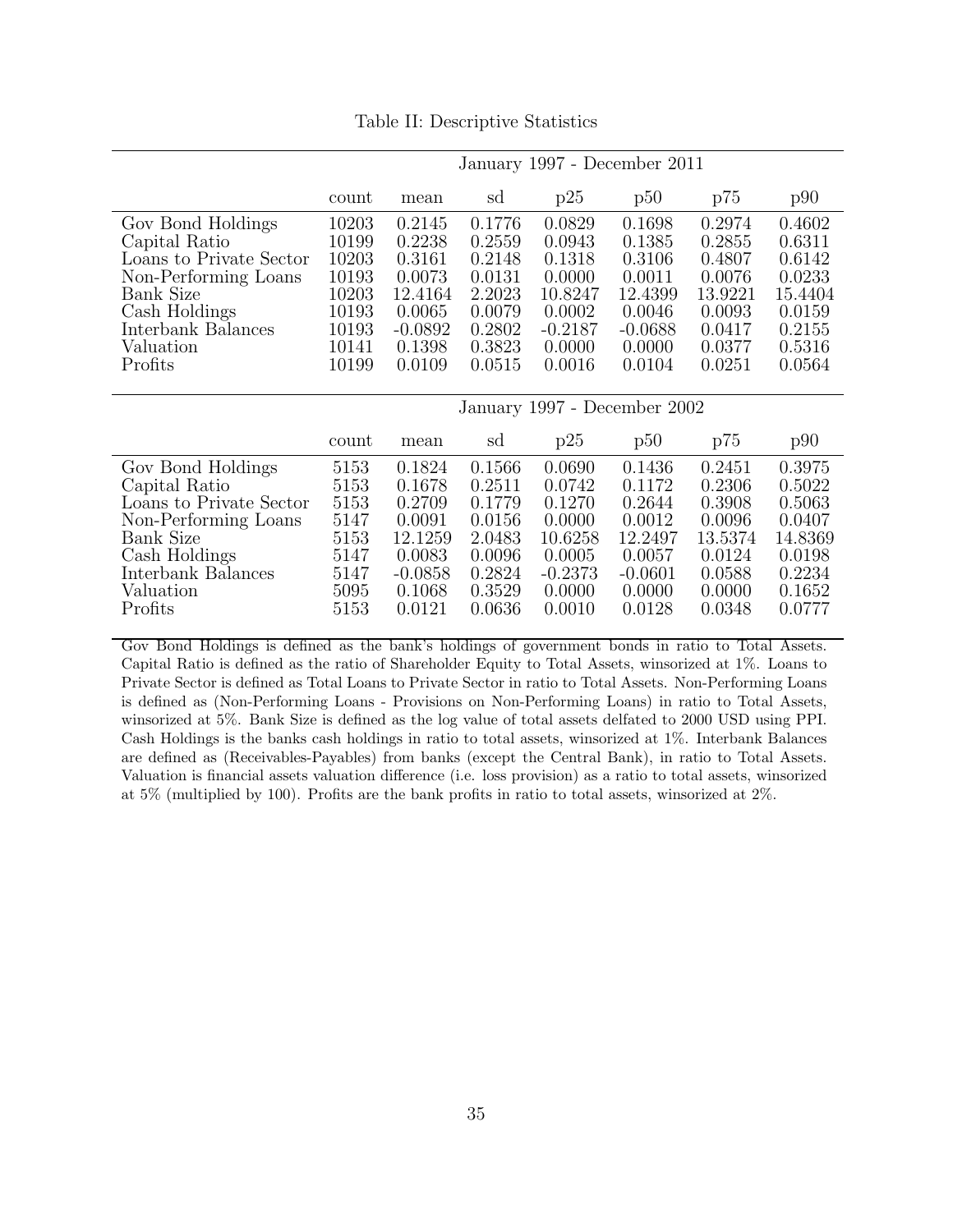Table II: Descriptive Statistics

| | January 1997 - December 2011 | | | | | | |
|---|---|---|---|---|---|---|---|
| | count | mean | sd | p25 | p50 | p75 | p90 |
| Gov Bond Holdings | 10203 | 0.2145 | 0.1776 | 0.0829 | 0.1698 | 0.2974 | 0.4602 |
| Capital Ratio | 10199 | 0.2238 | 0.2559 | 0.0943 | 0.1385 | 0.2855 | 0.6311 |
| Loans to Private Sector | 10203 | 0.3161 | 0.2148 | 0.1318 | 0.3106 | 0.4807 | 0.6142 |
| Non-Performing Loans | 10193 | 0.0073 | 0.0131 | 0.0000 | 0.0011 | 0.0076 | 0.0233 |
| Bank Size | 10203 | 12.4164 | 2.2023 | 10.8247 | 12.4399 | 13.9221 | 15.4404 |
| Cash Holdings | 10193 | 0.0065 | 0.0079 | 0.0002 | 0.0046 | 0.0093 | 0.0159 |
| Interbank Balances | 10193 | -0.0892 | 0.2802 | -0.2187 | -0.0688 | 0.0417 | 0.2155 |
| Valuation | 10141 | 0.1398 | 0.3823 | 0.0000 | 0.0000 | 0.0377 | 0.5316 |
| Profits | 10199 | 0.0109 | 0.0515 | 0.0016 | 0.0104 | 0.0251 | 0.0564 |

| | January 1997 - December 2002 | | | | | | |
|---|---|---|---|---|---|---|---|
| | count | mean | sd | p25 | p50 | p75 | p90 |
| Gov Bond Holdings | 5153 | 0.1824 | 0.1566 | 0.0690 | 0.1436 | 0.2451 | 0.3975 |
| Capital Ratio | 5153 | 0.1678 | 0.2511 | 0.0742 | 0.1172 | 0.2306 | 0.5022 |
| Loans to Private Sector | 5153 | 0.2709 | 0.1779 | 0.1270 | 0.2644 | 0.3908 | 0.5063 |
| Non-Performing Loans | 5147 | 0.0091 | 0.0156 | 0.0000 | 0.0012 | 0.0096 | 0.0407 |
| Bank Size | 5153 | 12.1259 | 2.0483 | 10.6258 | 12.2497 | 13.5374 | 14.8369 |
| Cash Holdings | 5147 | 0.0083 | 0.0096 | 0.0005 | 0.0057 | 0.0124 | 0.0198 |
| Interbank Balances | 5147 | -0.0858 | 0.2824 | -0.2373 | -0.0601 | 0.0588 | 0.2234 |
| Valuation | 5095 | 0.1068 | 0.3529 | 0.0000 | 0.0000 | 0.0000 | 0.1652 |
| Profits | 5153 | 0.0121 | 0.0636 | 0.0010 | 0.0128 | 0.0348 | 0.0777 |

Gov Bond Holdings is defined as the bank's holdings of government bonds in ratio to Total Assets. Capital Ratio is defined as the ratio of Shareholder Equity to Total Assets, winsorized at 1%. Loans to Private Sector is defined as Total Loans to Private Sector in ratio to Total Assets. Non-Performing Loans is defined as (Non-Performing Loans - Provisions on Non-Performing Loans) in ratio to Total Assets, winsorized at 5%. Bank Size is defined as the log value of total assets delfated to 2000 USD using PPI. Cash Holdings is the banks cash holdings in ratio to total assets, winsorized at 1%. Interbank Balances are defined as (Receivables-Payables) from banks (except the Central Bank), in ratio to Total Assets. Valuation is financial assets valuation difference (i.e. loss provision) as a ratio to total assets, winsorized at 5% (multiplied by 100). Profits are the bank profits in ratio to total assets, winsorized at 2%.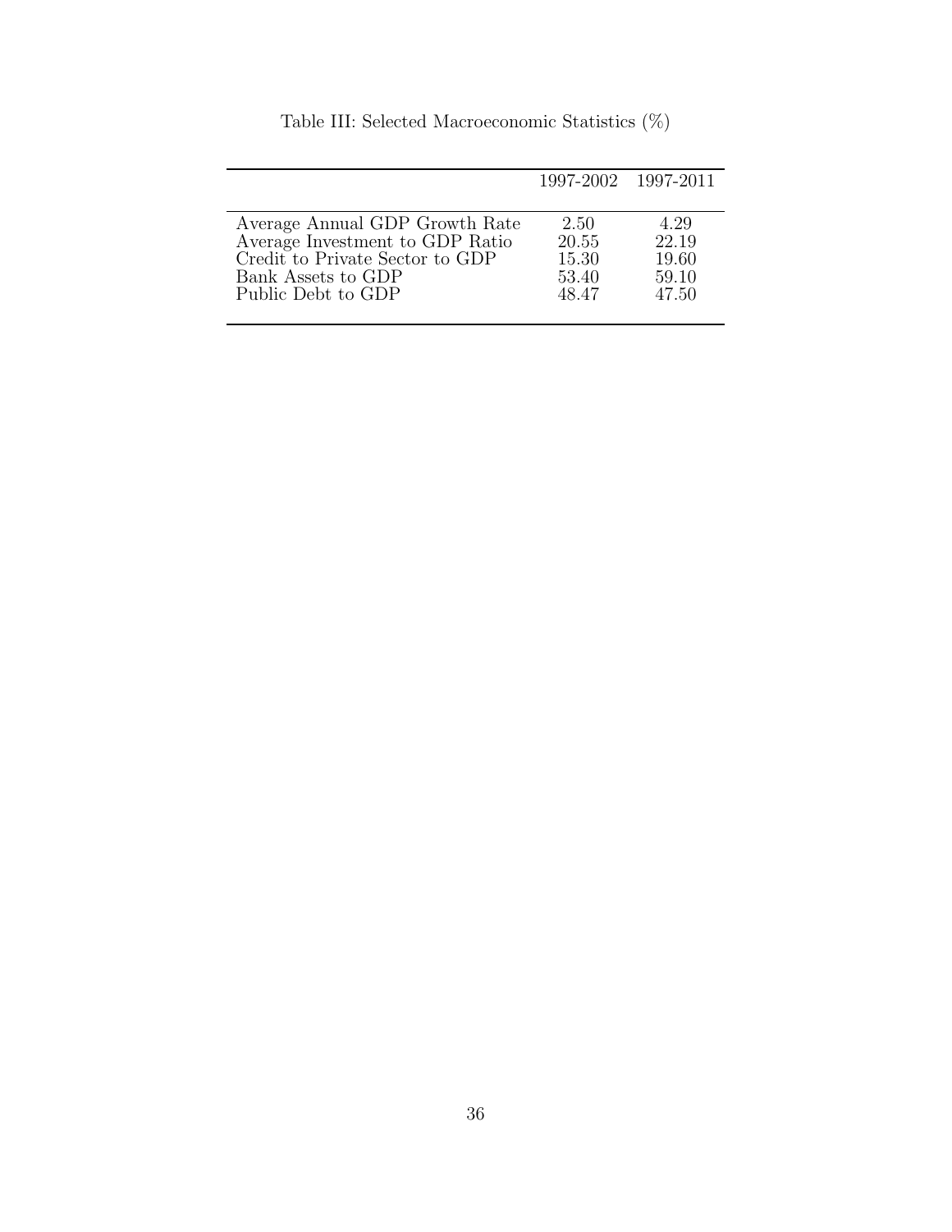Table III: Selected Macroeconomic Statistics (%)

| | 1997-2002 | 1997-2011 |
|---|---|---|
| Average Annual GDP Growth Rate | 2.50 | 4.29 |
| Average Investment to GDP Ratio | 20.55 | 22.19 |
| Credit to Private Sector to GDP | 15.30 | 19.60 |
| Bank Assets to GDP | 53.40 | 59.10 |
| Public Debt to GDP | 48.47 | 47.50 |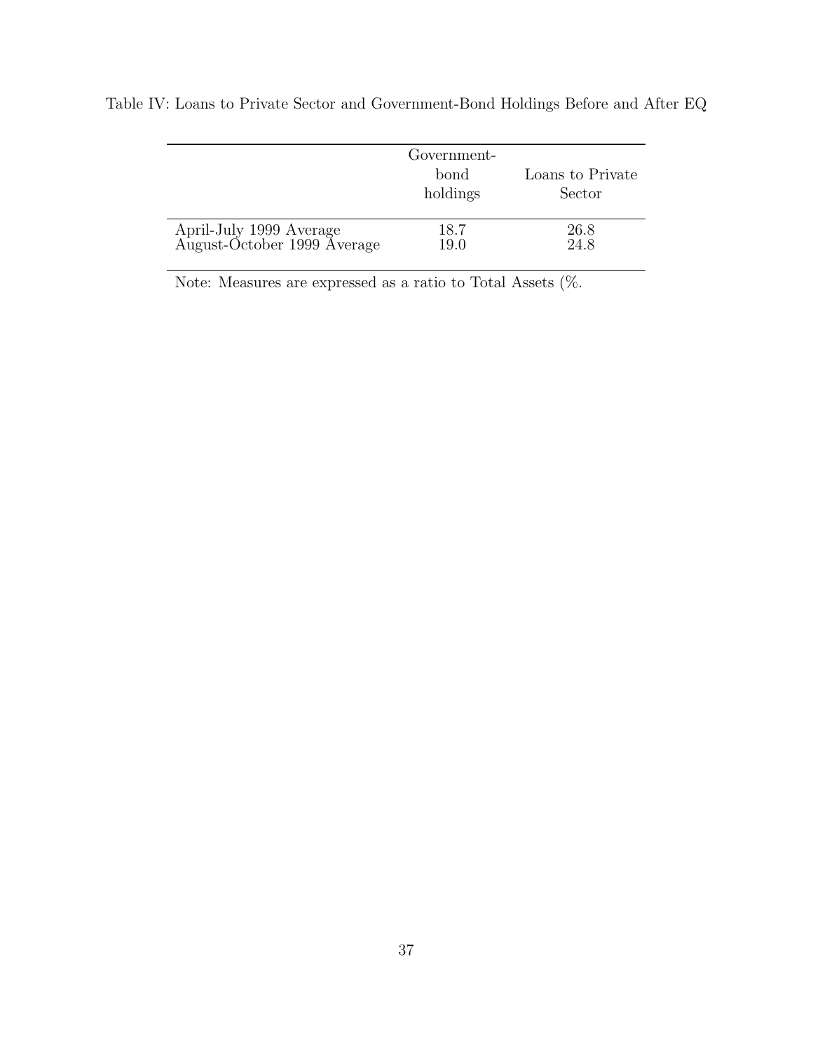Table IV: Loans to Private Sector and Government-Bond Holdings Before and After EQ

| | Government-bond holdings | Loans to Private Sector |
|---|---|---|
| April-July 1999 Average | 18.7 | 26.8 |
| August-October 1999 Average | 19.0 | 24.8 |

Note: Measures are expressed as a ratio to Total Assets (%.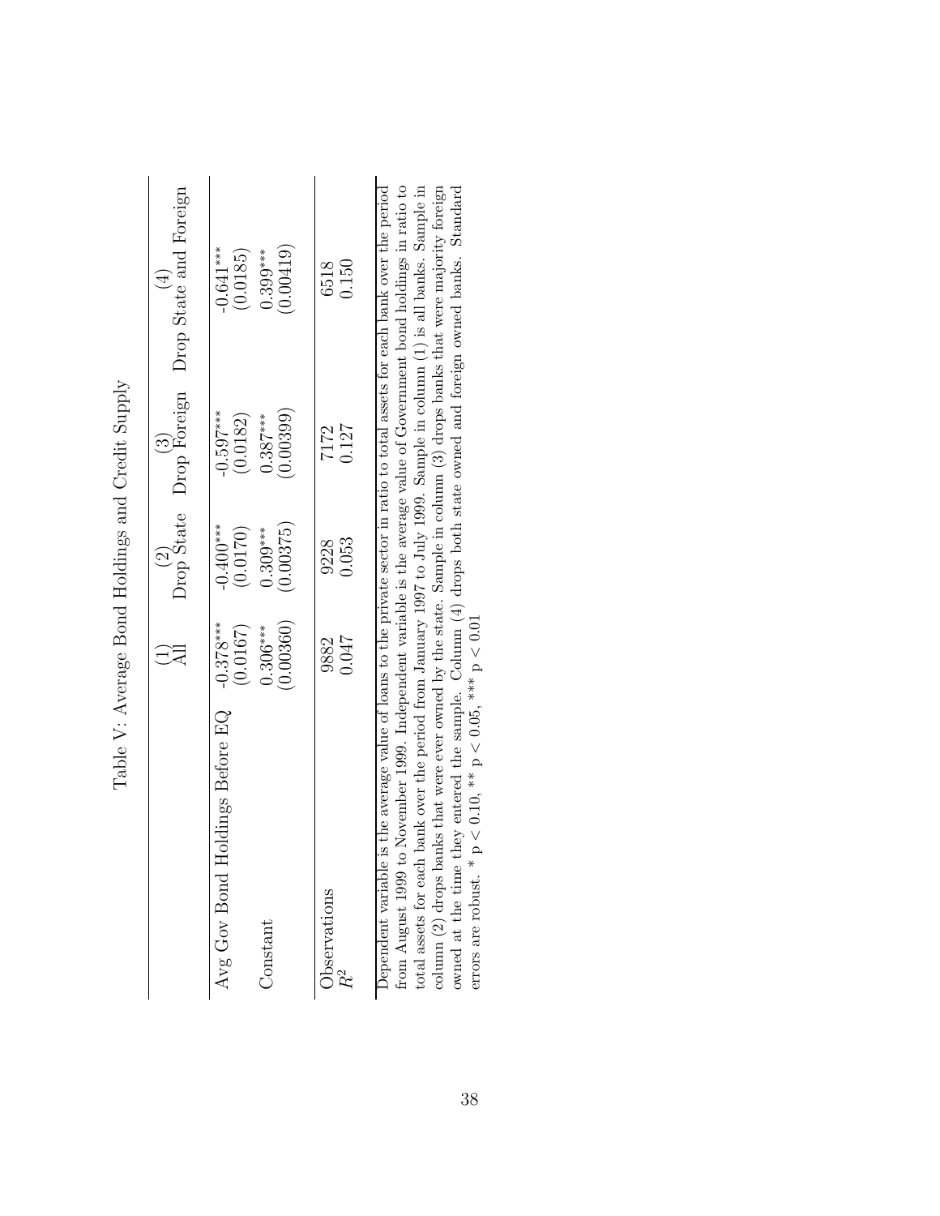Table V: Average Bond Holdings and Credit Supply

| | (1) All | (2) Drop State | (3) Drop Foreign | (4) Drop State and Foreign |
|---|---|---|---|---|
| Avg Gov Bond Holdings Before EQ | -0.378*** | -0.400*** | -0.597*** | -0.641*** |
| | (0.0167) | (0.0170) | (0.0182) | (0.0185) |
| Constant | 0.306*** | 0.309*** | 0.387*** | 0.399*** |
| | (0.00360) | (0.00375) | (0.00399) | (0.00419) |
| Observations | 9882 | 9228 | 7172 | 6518 |
| $R^2$ | 0.047 | 0.053 | 0.127 | 0.150 |

Dependent variable is the average value of loans to the private sector in ratio to total assets for each bank over the period from August 1999 to November 1999. Independent variable is the average value of Government bond holdings in ratio to total assets for each bank over the period from January 1997 to July 1999. Sample in column (1) is all banks. Sample in column (2) drops banks that were ever owned by the state. Sample in column (3) drops banks that were majority foreign owned at the time they entered the sample. Column (4) drops both state owned and foreign owned banks. Standard errors are robust. * $p < 0.10$, ** $p < 0.05$, *** $p < 0.01$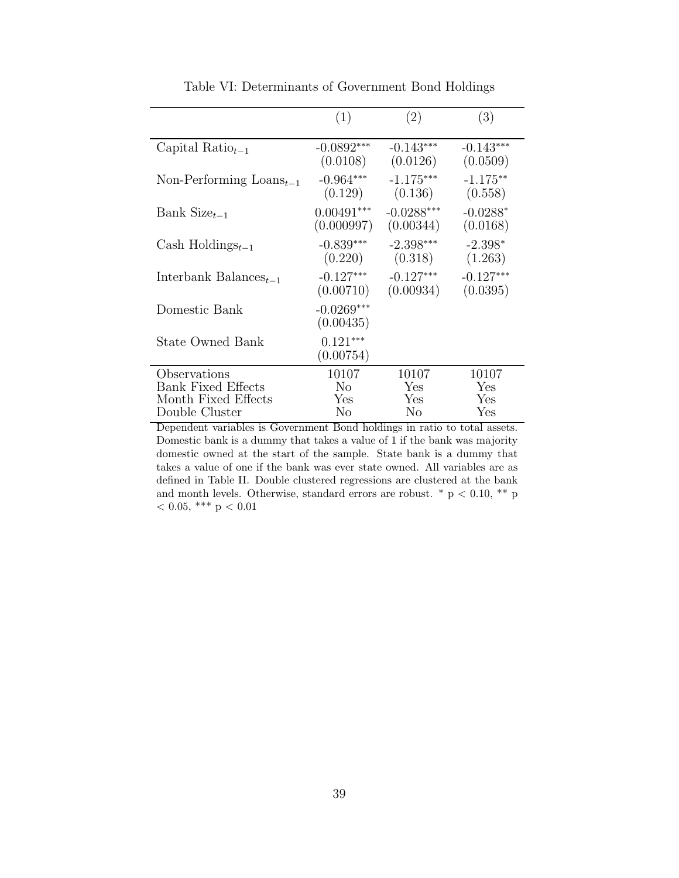Table VI: Determinants of Government Bond Holdings

| | (1) | (2) | (3) |
|---|---|---|---|
| Capital Ratio$_{t-1}$ | -0.0892*** | -0.143*** | -0.143*** |
| | (0.0108) | (0.0126) | (0.0509) |
| Non-Performing Loans$_{t-1}$ | -0.964*** | -1.175*** | -1.175** |
| | (0.129) | (0.136) | (0.558) |
| Bank Size$_{t-1}$ | 0.00491*** | -0.0288*** | -0.0288* |
| | (0.000997) | (0.00344) | (0.0168) |
| Cash Holdings$_{t-1}$ | -0.839*** | -2.398*** | -2.398* |
| | (0.220) | (0.318) | (1.263) |
| Interbank Balances$_{t-1}$ | -0.127*** | -0.127*** | -0.127*** |
| | (0.00710) | (0.00934) | (0.0395) |
| Domestic Bank | -0.0269*** | | |
| | (0.00435) | | |
| State Owned Bank | 0.121*** | | |
| | (0.00754) | | |
| Observations | 10107 | 10107 | 10107 |
| Bank Fixed Effects | No | Yes | Yes |
| Month Fixed Effects | Yes | Yes | Yes |
| Double Cluster | No | No | Yes |

Dependent variables is Government Bond holdings in ratio to total assets. Domestic bank is a dummy that takes a value of 1 if the bank was majority domestic owned at the start of the sample. State bank is a dummy that takes a value of one if the bank was ever state owned. All variables are as defined in Table II. Double clustered regressions are clustered at the bank and month levels. Otherwise, standard errors are robust. * $p < 0.10$, ** $p < 0.05$, *** $p < 0.01$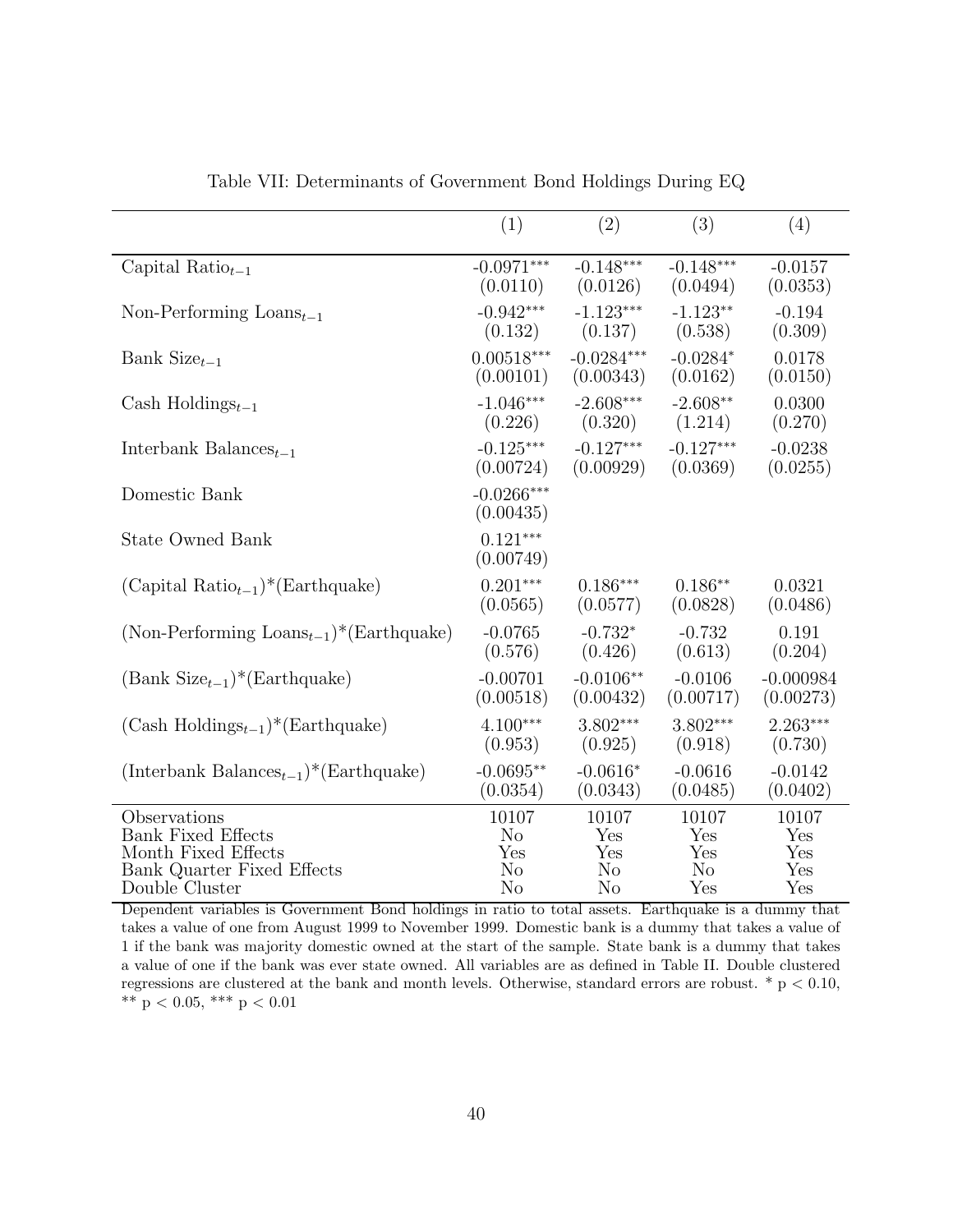Table VII: Determinants of Government Bond Holdings During EQ

| | (1) | (2) | (3) | (4) |
|---|---|---|---|---|
| Capital Ratio$_{t-1}$ | -0.0971*** | -0.148*** | -0.148*** | -0.0157 |
| | (0.0110) | (0.0126) | (0.0494) | (0.0353) |
| Non-Performing Loans$_{t-1}$ | -0.942*** | -1.123*** | -1.123** | -0.194 |
| | (0.132) | (0.137) | (0.538) | (0.309) |
| Bank Size$_{t-1}$ | 0.00518*** | -0.0284*** | -0.0284* | 0.0178 |
| | (0.00101) | (0.00343) | (0.0162) | (0.0150) |
| Cash Holdings$_{t-1}$ | -1.046*** | -2.608*** | -2.608** | 0.0300 |
| | (0.226) | (0.320) | (1.214) | (0.270) |
| Interbank Balances$_{t-1}$ | -0.125*** | -0.127*** | -0.127*** | -0.0238 |
| | (0.00724) | (0.00929) | (0.0369) | (0.0255) |
| Domestic Bank | -0.0266*** | | | |
| | (0.00435) | | | |
| State Owned Bank | 0.121*** | | | |
| | (0.00749) | | | |
| (Capital Ratio$_{t-1}$)*(Earthquake) | 0.201*** | 0.186*** | 0.186** | 0.0321 |
| | (0.0565) | (0.0577) | (0.0828) | (0.0486) |
| (Non-Performing Loans$_{t-1}$)*(Earthquake) | -0.0765 | -0.732* | -0.732 | 0.191 |
| | (0.576) | (0.426) | (0.613) | (0.204) |
| (Bank Size$_{t-1}$)*(Earthquake) | -0.00701 | -0.0106** | -0.0106 | -0.000984 |
| | (0.00518) | (0.00432) | (0.00717) | (0.00273) |
| (Cash Holdings$_{t-1}$)*(Earthquake) | 4.100*** | 3.802*** | 3.802*** | 2.263*** |
| | (0.953) | (0.925) | (0.918) | (0.730) |
| (Interbank Balances$_{t-1}$)*(Earthquake) | -0.0695** | -0.0616* | -0.0616 | -0.0142 |
| | (0.0354) | (0.0343) | (0.0485) | (0.0402) |
| Observations | 10107 | 10107 | 10107 | 10107 |
| Bank Fixed Effects | No | Yes | Yes | Yes |
| Month Fixed Effects | Yes | Yes | Yes | Yes |
| Bank Quarter Fixed Effects | No | No | No | Yes |
| Double Cluster | No | No | Yes | Yes |

Dependent variables is Government Bond holdings in ratio to total assets. Earthquake is a dummy that takes a value of one from August 1999 to November 1999. Domestic bank is a dummy that takes a value of 1 if the bank was majority domestic owned at the start of the sample. State bank is a dummy that takes a value of one if the bank was ever state owned. All variables are as defined in Table II. Double clustered regressions are clustered at the bank and month levels. Otherwise, standard errors are robust. * $p < 0.10$, ** $p < 0.05$, *** $p < 0.01$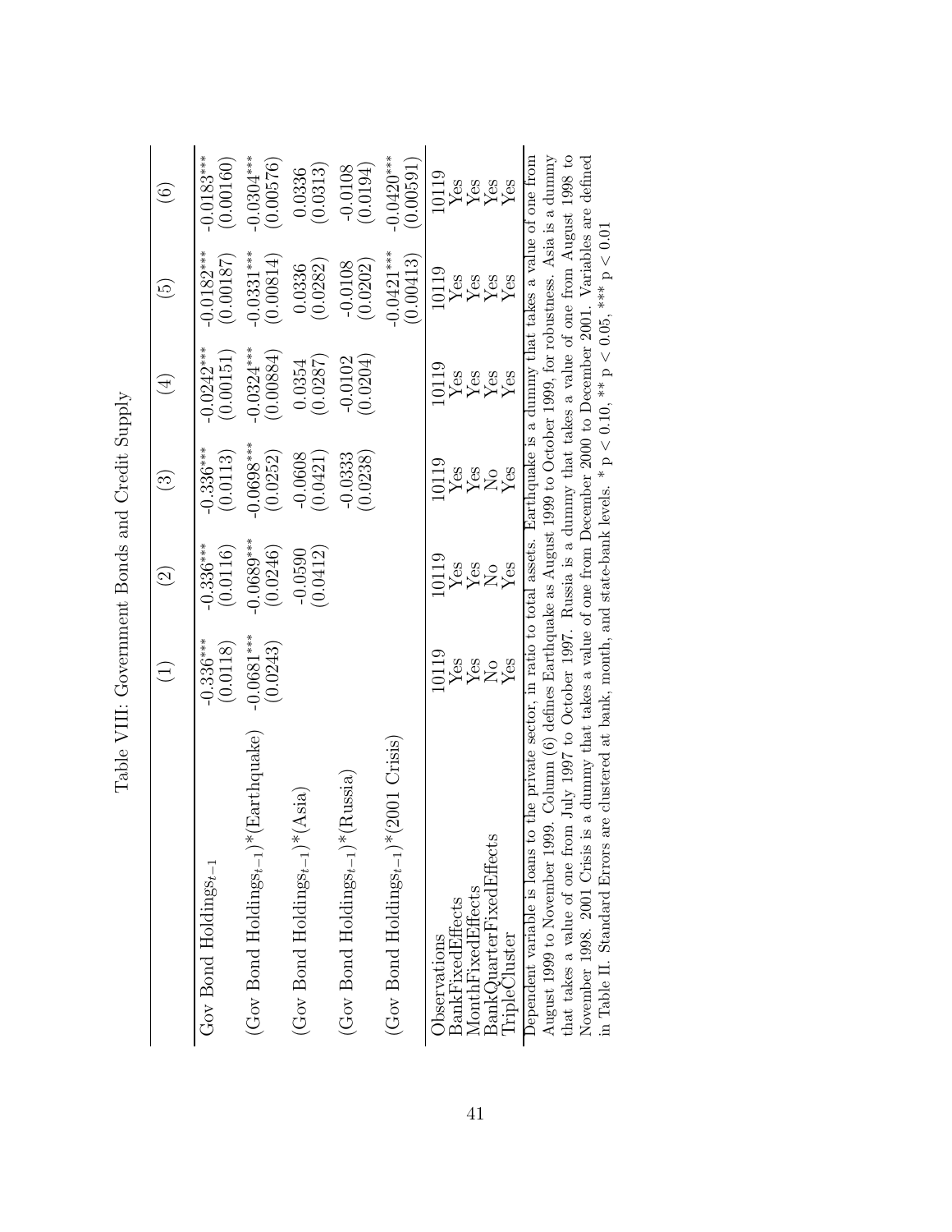# Table VIII: Government Bonds and Credit Supply

| | (1) | (2) | (3) | (4) | (5) | (6) |
|---|---|---|---|---|---|---|
| Gov Bond Holdings$_{t-1}$ | -0.336*** | -0.336*** | -0.336*** | -0.0242*** | -0.0182*** | -0.0183*** |
| | (0.0118) | (0.0116) | (0.0113) | (0.00151) | (0.00187) | (0.00160) |
| (Gov Bond Holdings$_{t-1}$)*(Earthquake) | -0.0681*** | -0.0689*** | -0.0698*** | -0.0324*** | -0.0331*** | -0.0304*** |
| | (0.0243) | (0.0246) | (0.0252) | (0.00884) | (0.00814) | (0.00576) |
| (Gov Bond Holdings$_{t-1}$)*(Asia) | | -0.0590 | -0.0608 | 0.0354 | 0.0336 | 0.0336 |
| | | (0.0412) | (0.0421) | (0.0287) | (0.0282) | (0.0313) |
| (Gov Bond Holdings$_{t-1}$)*(Russia) | | | -0.0333 | -0.0102 | -0.0108 | -0.0108 |
| | | | (0.0238) | (0.0204) | (0.0202) | (0.0194) |
| (Gov Bond Holdings$_{t-1}$)*(2001 Crisis) | | | | | -0.0421*** | -0.0420*** |
| | | | | | (0.00413) | (0.00591) |
| Observations | 10119 | 10119 | 10119 | 10119 | 10119 | 10119 |
| BankFixedEffects | Yes | Yes | Yes | Yes | Yes | Yes |
| MonthFixedEffects | Yes | Yes | Yes | Yes | Yes | Yes |
| BankQuarterFixedEffects | No | No | No | Yes | Yes | Yes |
| TripleCluster | Yes | Yes | Yes | Yes | Yes | Yes |

Dependent variable is loans to the private sector, in ratio to total assets. Earthquake is a dummy that takes a value of one from August 1999 to November 1999. Column (6) defines Earthquake as August 1999 to October 1999, for robustness. Asia is a dummy that takes a value of one from July 1997 to October 1997. Russia is a dummy that takes a value of one from August 1998 to November 1998. 2001 Crisis is a dummy that takes a value of one from December 2000 to December 2001. Variables are defined in Table II. Standard Errors are clustered at bank, month, and state-bank levels. * $p < 0.10$, ** $p < 0.05$, *** $p < 0.01$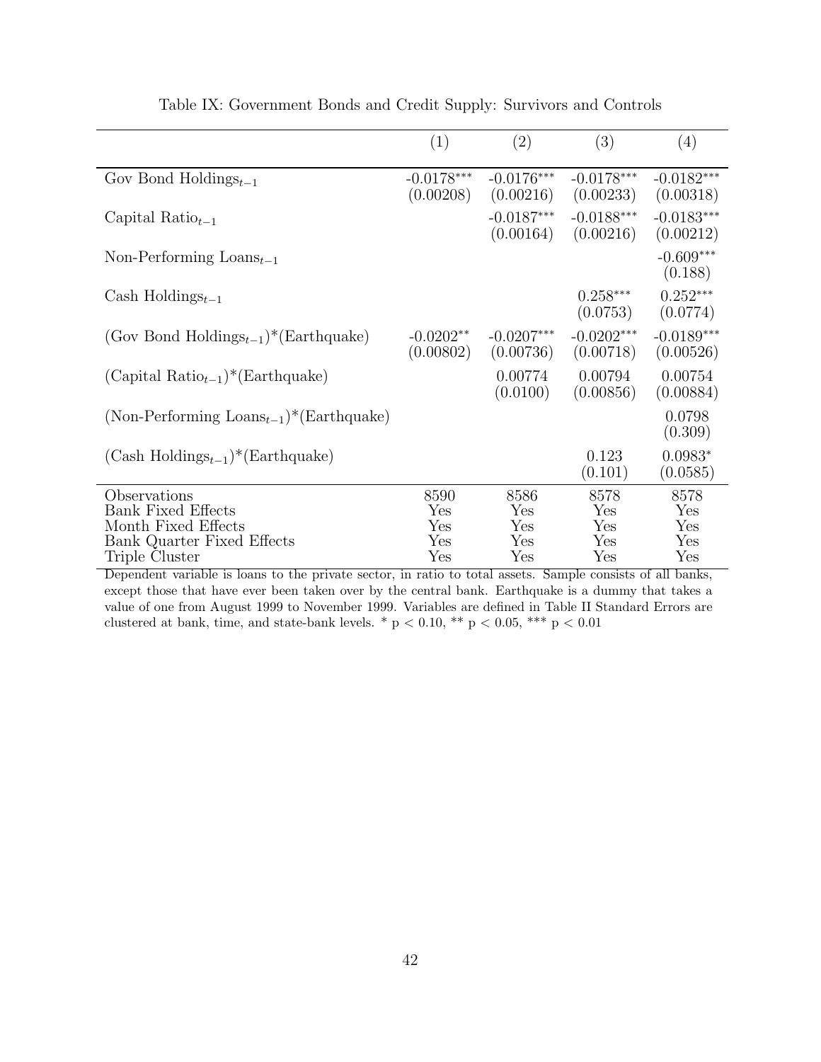Table IX: Government Bonds and Credit Supply: Survivors and Controls

| | (1) | (2) | (3) | (4) |
|---|---|---|---|---|
| Gov Bond Holdings$_{t-1}$ | -0.0178$^{***}$ | -0.0176$^{***}$ | -0.0178$^{***}$ | -0.0182$^{***}$ |
| | (0.00208) | (0.00216) | (0.00233) | (0.00318) |
| Capital Ratio$_{t-1}$ | | -0.0187$^{***}$ | -0.0188$^{***}$ | -0.0183$^{***}$ |
| | | (0.00164) | (0.00216) | (0.00212) |
| Non-Performing Loans$_{t-1}$ | | | | -0.609$^{***}$ |
| | | | | (0.188) |
| Cash Holdings$_{t-1}$ | | | 0.258$^{***}$ | 0.252$^{***}$ |
| | | | (0.0753) | (0.0774) |
| (Gov Bond Holdings$_{t-1}$)*(Earthquake) | -0.0202$^{**}$ | -0.0207$^{***}$ | -0.0202$^{***}$ | -0.0189$^{***}$ |
| | (0.00802) | (0.00736) | (0.00718) | (0.00526) |
| (Capital Ratio$_{t-1}$)*(Earthquake) | | 0.00774 | 0.00794 | 0.00754 |
| | | (0.0100) | (0.00856) | (0.00884) |
| (Non-Performing Loans$_{t-1}$)*(Earthquake) | | | | 0.0798 |
| | | | | (0.309) |
| (Cash Holdings$_{t-1}$)*(Earthquake) | | | 0.123 | 0.0983$^{*}$ |
| | | | (0.101) | (0.0585) |
| Observations | 8590 | 8586 | 8578 | 8578 |
| Bank Fixed Effects | Yes | Yes | Yes | Yes |
| Month Fixed Effects | Yes | Yes | Yes | Yes |
| Bank Quarter Fixed Effects | Yes | Yes | Yes | Yes |
| Triple Cluster | Yes | Yes | Yes | Yes |

Dependent variable is loans to the private sector, in ratio to total assets. Sample consists of all banks, except those that have ever been taken over by the central bank. Earthquake is a dummy that takes a value of one from August 1999 to November 1999. Variables are defined in Table II Standard Errors are clustered at bank, time, and state-bank levels. * $p < 0.10$, ** $p < 0.05$, *** $p < 0.01$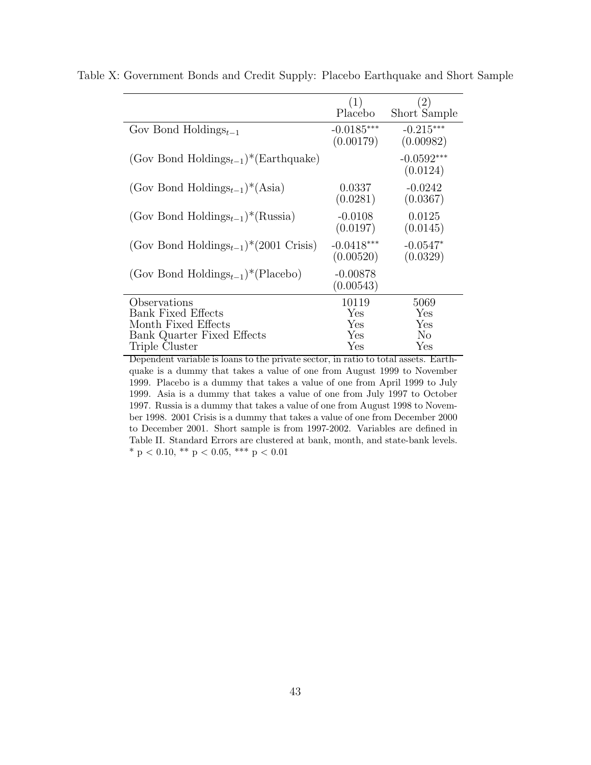Table X: Government Bonds and Credit Supply: Placebo Earthquake and Short Sample

| | (1) Placebo | (2) Short Sample |
|---|---|---|
| Gov Bond Holdings$_{t-1}$ | -0.0185$^{***}$ | -0.215$^{***}$ |
| | (0.00179) | (0.00982) |
| (Gov Bond Holdings$_{t-1}$)*(Earthquake) | | -0.0592$^{***}$ |
| | | (0.0124) |
| (Gov Bond Holdings$_{t-1}$)*(Asia) | 0.0337 | -0.0242 |
| | (0.0281) | (0.0367) |
| (Gov Bond Holdings$_{t-1}$)*(Russia) | -0.0108 | 0.0125 |
| | (0.0197) | (0.0145) |
| (Gov Bond Holdings$_{t-1}$)*(2001 Crisis) | -0.0418$^{***}$ | -0.0547$^{*}$ |
| | (0.00520) | (0.0329) |
| (Gov Bond Holdings$_{t-1}$)*(Placebo) | -0.00878 | |
| | (0.00543) | |
| Observations | 10119 | 5069 |
| Bank Fixed Effects | Yes | Yes |
| Month Fixed Effects | Yes | Yes |
| Bank Quarter Fixed Effects | Yes | No |
| Triple Cluster | Yes | Yes |

Dependent variable is loans to the private sector, in ratio to total assets. Earthquake is a dummy that takes a value of one from August 1999 to November 1999. Placebo is a dummy that takes a value of one from April 1999 to July 1999. Asia is a dummy that takes a value of one from July 1997 to October 1997. Russia is a dummy that takes a value of one from August 1998 to November 1998. 2001 Crisis is a dummy that takes a value of one from December 2000 to December 2001. Short sample is from 1997-2002. Variables are defined in Table II. Standard Errors are clustered at bank, month, and state-bank levels. * $p < 0.10$, ** $p < 0.05$, *** $p < 0.01$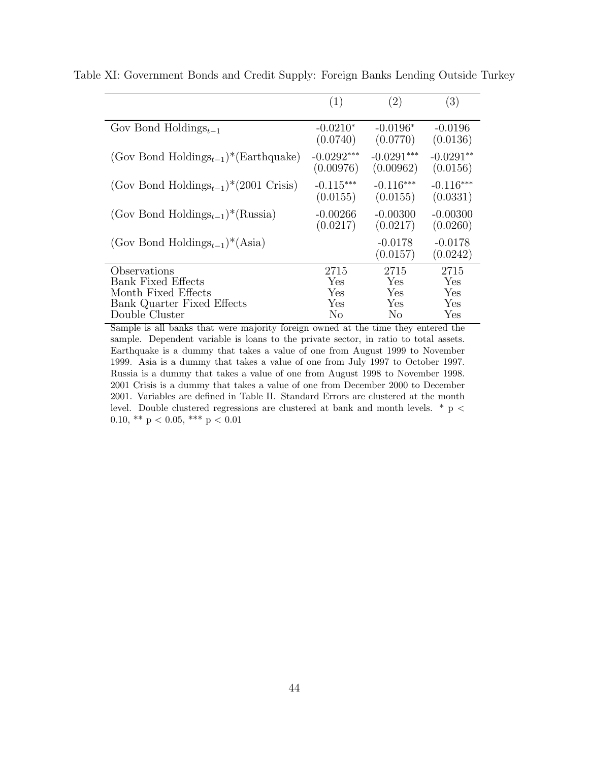Table XI: Government Bonds and Credit Supply: Foreign Banks Lending Outside Turkey

| | (1) | (2) | (3) |
|---|---|---|---|
| Gov Bond Holdings$_{t-1}$ | -0.0210$^{*}$ | -0.0196$^{*}$ | -0.0196 |
| | (0.0740) | (0.0770) | (0.0136) |
| (Gov Bond Holdings$_{t-1}$)*(Earthquake) | -0.0292$^{***}$ | -0.0291$^{***}$ | -0.0291$^{**}$ |
| | (0.00976) | (0.00962) | (0.0156) |
| (Gov Bond Holdings$_{t-1}$)*(2001 Crisis) | -0.115$^{***}$ | -0.116$^{***}$ | -0.116$^{***}$ |
| | (0.0155) | (0.0155) | (0.0331) |
| (Gov Bond Holdings$_{t-1}$)*(Russia) | -0.00266 | -0.00300 | -0.00300 |
| | (0.0217) | (0.0217) | (0.0260) |
| (Gov Bond Holdings$_{t-1}$)*(Asia) | | -0.0178 | -0.0178 |
| | | (0.0157) | (0.0242) |
| Observations | 2715 | 2715 | 2715 |
| Bank Fixed Effects | Yes | Yes | Yes |
| Month Fixed Effects | Yes | Yes | Yes |
| Bank Quarter Fixed Effects | Yes | Yes | Yes |
| Double Cluster | No | No | Yes |

Sample is all banks that were majority foreign owned at the time they entered the sample. Dependent variable is loans to the private sector, in ratio to total assets. Earthquake is a dummy that takes a value of one from August 1999 to November 1999. Asia is a dummy that takes a value of one from July 1997 to October 1997. Russia is a dummy that takes a value of one from August 1998 to November 1998. 2001 Crisis is a dummy that takes a value of one from December 2000 to December 2001. Variables are defined in Table II. Standard Errors are clustered at the month level. Double clustered regressions are clustered at bank and month levels. * $p < 0.10$, ** $p < 0.05$, *** $p < 0.01$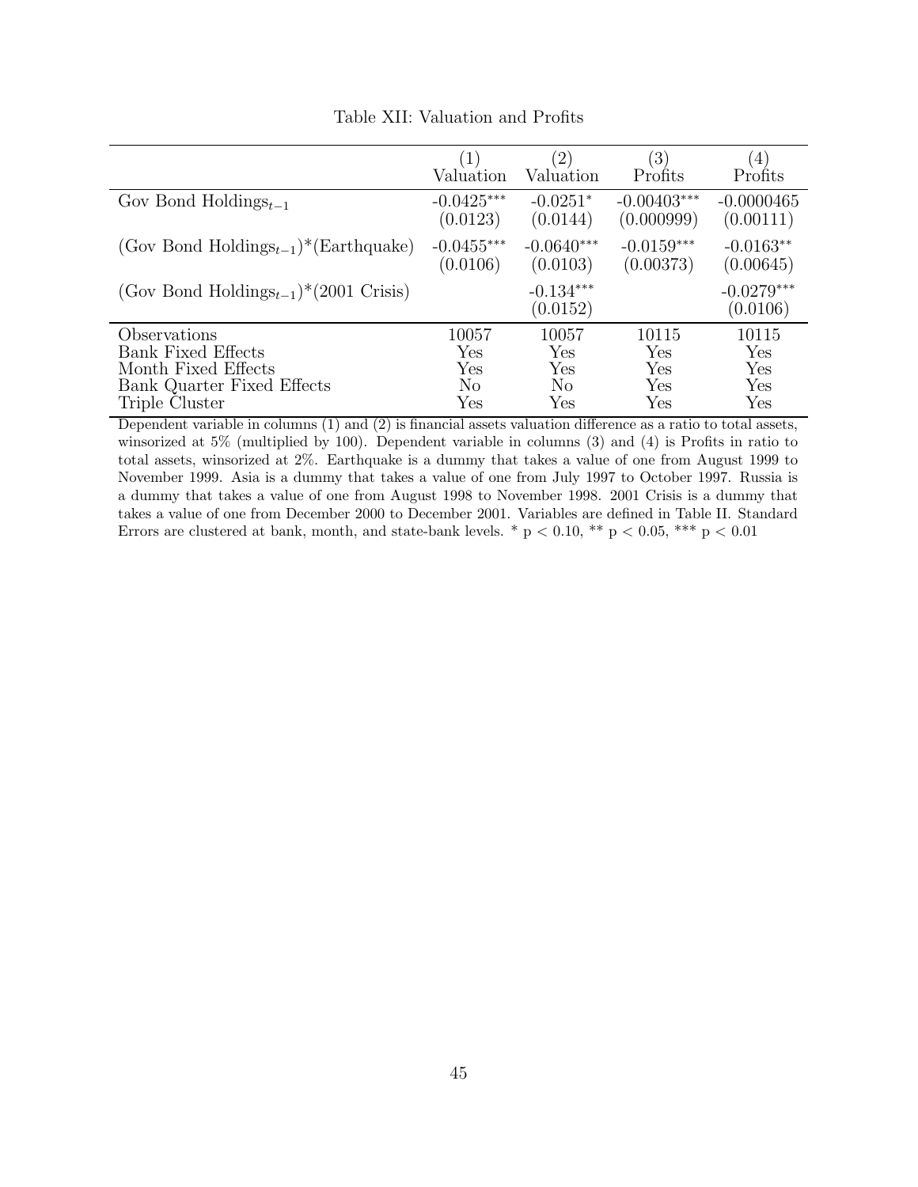Table XII: Valuation and Profits

| | (1) Valuation | (2) Valuation | (3) Profits | (4) Profits |
|---|---|---|---|---|
| Gov Bond Holdings$_{t-1}$ | -0.0425*** | -0.0251* | -0.00403*** | -0.0000465 |
| | (0.0123) | (0.0144) | (0.000999) | (0.00111) |
| (Gov Bond Holdings$_{t-1}$)*(Earthquake) | -0.0455*** | -0.0640*** | -0.0159*** | -0.0163** |
| | (0.0106) | (0.0103) | (0.00373) | (0.00645) |
| (Gov Bond Holdings$_{t-1}$)*(2001 Crisis) | | -0.134*** | | -0.0279*** |
| | | (0.0152) | | (0.0106) |
| Observations | 10057 | 10057 | 10115 | 10115 |
| Bank Fixed Effects | Yes | Yes | Yes | Yes |
| Month Fixed Effects | Yes | Yes | Yes | Yes |
| Bank Quarter Fixed Effects | No | No | Yes | Yes |
| Triple Cluster | Yes | Yes | Yes | Yes |

Dependent variable in columns (1) and (2) is financial assets valuation difference as a ratio to total assets, winsorized at 5% (multiplied by 100). Dependent variable in columns (3) and (4) is Profits in ratio to total assets, winsorized at 2%. Earthquake is a dummy that takes a value of one from August 1999 to November 1999. Asia is a dummy that takes a value of one from July 1997 to October 1997. Russia is a dummy that takes a value of one from August 1998 to November 1998. 2001 Crisis is a dummy that takes a value of one from December 2000 to December 2001. Variables are defined in Table II. Standard Errors are clustered at bank, month, and state-bank levels. * $p < 0.10$, ** $p < 0.05$, *** $p < 0.01$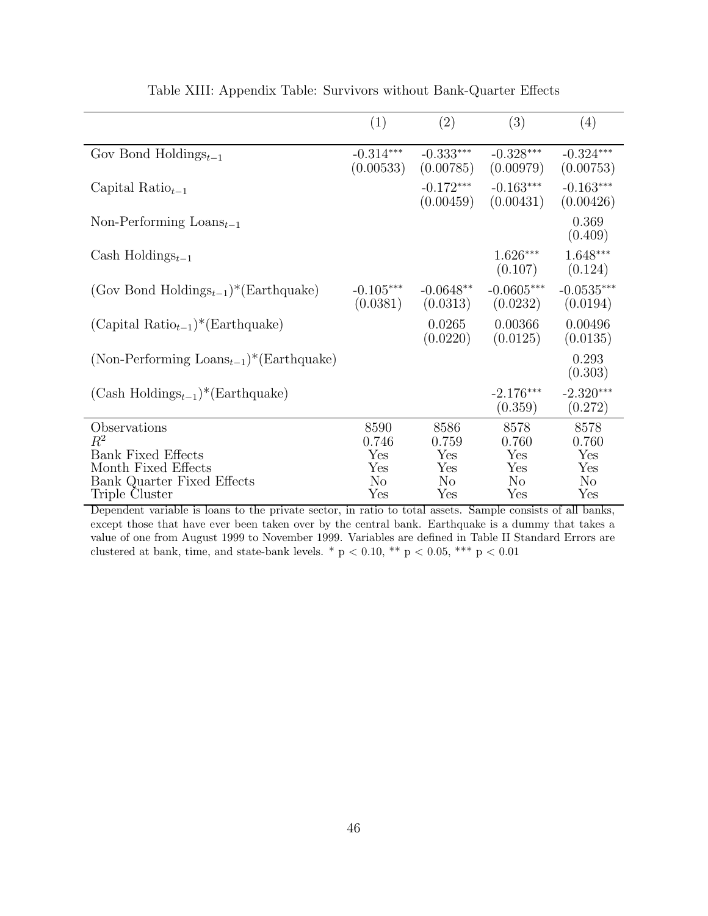Table XIII: Appendix Table: Survivors without Bank-Quarter Effects

| | (1) | (2) | (3) | (4) |
|---|---|---|---|---|
| Gov Bond Holdings$_{t-1}$ | -0.314*** | -0.333*** | -0.328*** | -0.324*** |
| | (0.00533) | (0.00785) | (0.00979) | (0.00753) |
| Capital Ratio$_{t-1}$ | | -0.172*** | -0.163*** | -0.163*** |
| | | (0.00459) | (0.00431) | (0.00426) |
| Non-Performing Loans$_{t-1}$ | | | | 0.369 |
| | | | | (0.409) |
| Cash Holdings$_{t-1}$ | | | 1.626*** | 1.648*** |
| | | | (0.107) | (0.124) |
| (Gov Bond Holdings$_{t-1}$)*(Earthquake) | -0.105*** | -0.0648** | -0.0605*** | -0.0535*** |
| | (0.0381) | (0.0313) | (0.0232) | (0.0194) |
| (Capital Ratio$_{t-1}$)*(Earthquake) | | 0.0265 | 0.00366 | 0.00496 |
| | | (0.0220) | (0.0125) | (0.0135) |
| (Non-Performing Loans$_{t-1}$)*(Earthquake) | | | | 0.293 |
| | | | | (0.303) |
| (Cash Holdings$_{t-1}$)*(Earthquake) | | | -2.176*** | -2.320*** |
| | | | (0.359) | (0.272) |
| Observations | 8590 | 8586 | 8578 | 8578 |
| $R^2$ | 0.746 | 0.759 | 0.760 | 0.760 |
| Bank Fixed Effects | Yes | Yes | Yes | Yes |
| Month Fixed Effects | Yes | Yes | Yes | Yes |
| Bank Quarter Fixed Effects | No | No | No | No |
| Triple Cluster | Yes | Yes | Yes | Yes |

Dependent variable is loans to the private sector, in ratio to total assets. Sample consists of all banks, except those that have ever been taken over by the central bank. Earthquake is a dummy that takes a value of one from August 1999 to November 1999. Variables are defined in Table II Standard Errors are clustered at bank, time, and state-bank levels. * $p < 0.10$, ** $p < 0.05$, *** $p < 0.01$